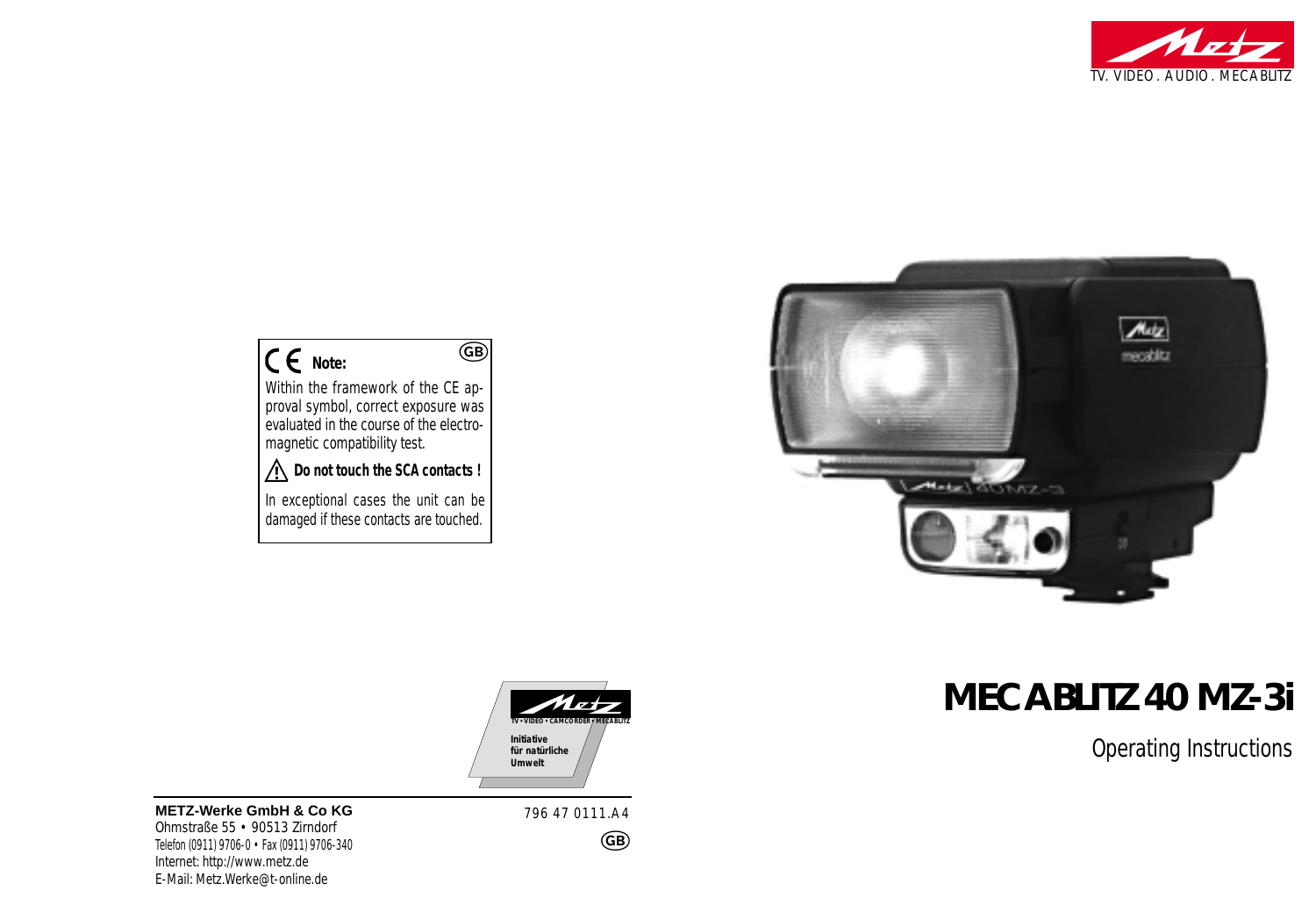TV. VIDEO . AUDIO . MECABLITZ

# MECABLITZ 40 MZ-3i

Operating Instructions

CE **Note:** (GB)

Within the framework of the CE approval symbol, correct exposure was evaluated in the course of the electromagnetic compatibility test.

⚠ **Do not touch the SCA contacts !**

In exceptional cases the unit can be damaged if these contacts are touched.

TV • VIDEO • CAMCORDER • MECABLITZ

Initiative für natürliche Umwelt

**METZ-Werke GmbH & Co KG**
Ohmstraße 55 • 90513 Zirndorf
Telefon (0911) 9706-0 • Fax (0911) 9706-340
Internet: http://www.metz.de
E-Mail: Metz.Werke@t-online.de

796 47 0111.A4

(GB)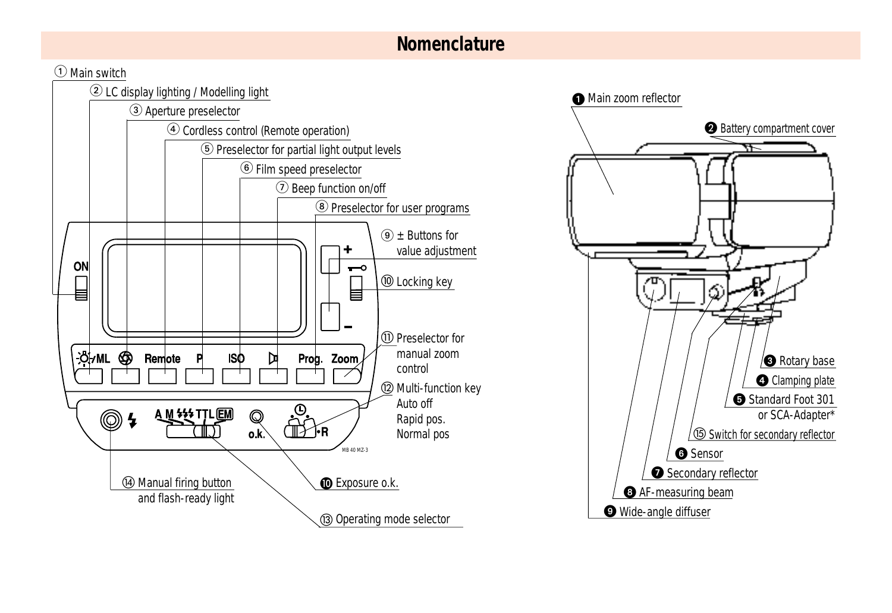# Nomenclature

① Main switch

② LC display lighting / Modelling light

③ Aperture preselector

④ Cordless control (Remote operation)

⑤ Preselector for partial light output levels

⑥ Film speed preselector

⑦ Beep function on/off

⑧ Preselector for user programs

⑨ ± Buttons for value adjustment

⑩ Locking key

⑪ Preselector for manual zoom control

⑫ Multi-function key
Auto off
Rapid pos.
Normal pos

⑬ Operating mode selector

⑭ Manual firing button and flash-ready light

⑮ Switch for secondary reflector

❿ Exposure o.k.

❶ Main zoom reflector

❷ Battery compartment cover

❸ Rotary base

❹ Clamping plate

❺ Standard Foot 301 or SCA-Adapter*

❻ Sensor

❼ Secondary reflector

❽ AF-measuring beam

❾ Wide-angle diffuser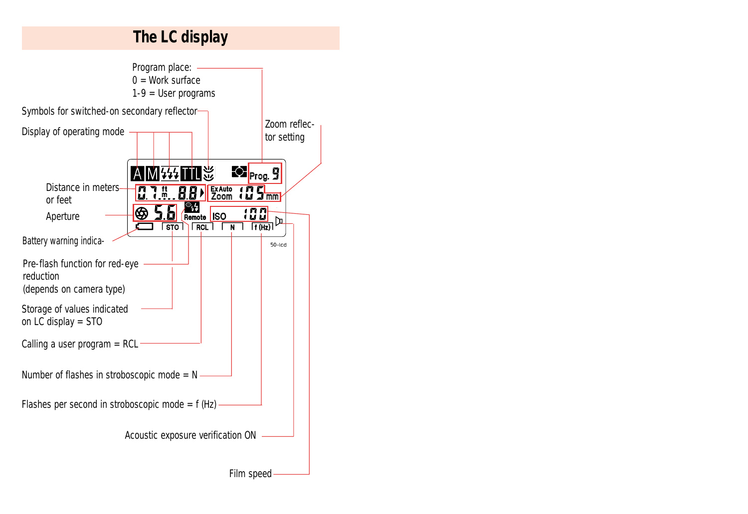# The LC display

Program place:
0 = Work surface
1-9 = User programs

Symbols for switched-on secondary reflector

Display of operating mode

Zoom reflector setting

Distance in meters or feet

Aperture

Battery warning indica-

Pre-flash function for red-eye reduction
(depends on camera type)

Storage of values indicated on LC display = STO

Calling a user program = RCL

Number of flashes in stroboscopic mode = N

Flashes per second in stroboscopic mode = f (Hz)

Acoustic exposure verification ON

Film speed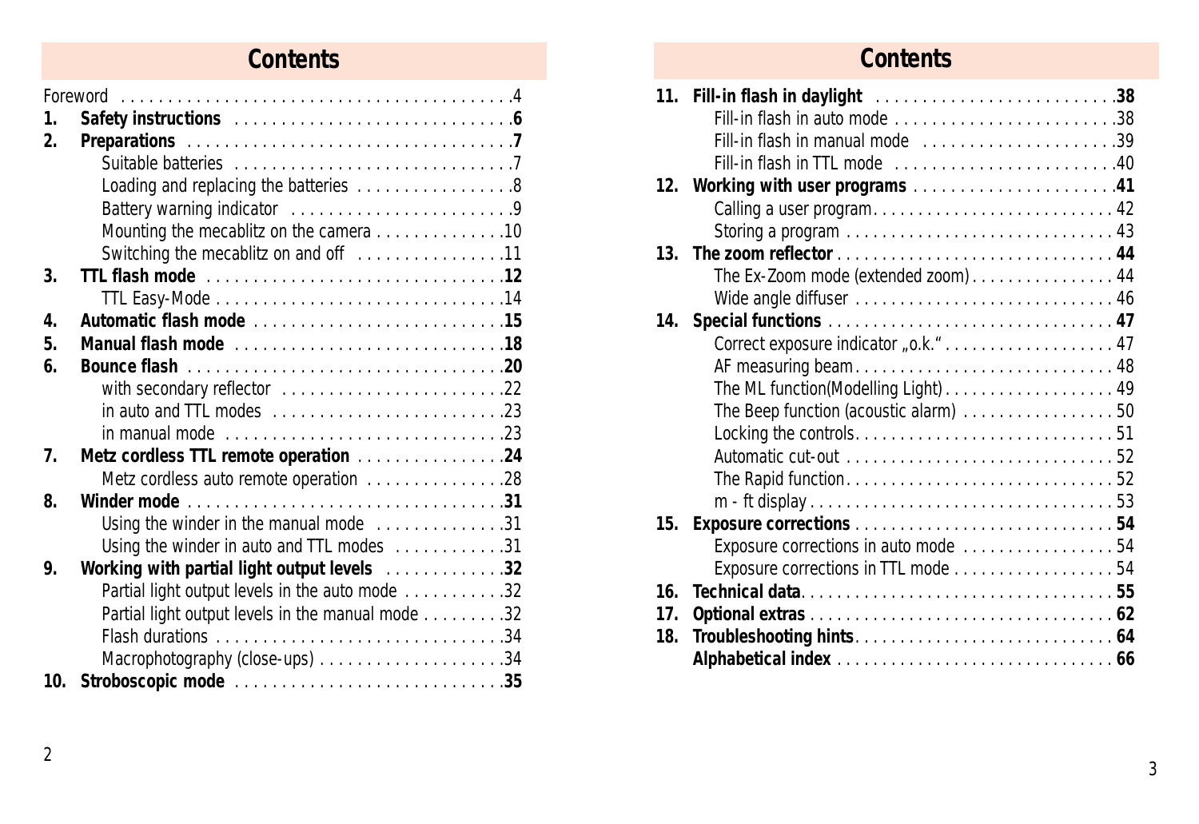# Contents

Foreword . . . 4

1. **Safety instructions** . . . **6**
2. **Preparations** . . . **7**
   - Suitable batteries . . . 7
   - Loading and replacing the batteries . . . 8
   - Battery warning indicator . . . 9
   - Mounting the mecablitz on the camera . . . 10
   - Switching the mecablitz on and off . . . 11
3. **TTL flash mode** . . . **12**
   - TTL Easy-Mode . . . 14
4. **Automatic flash mode** . . . **15**
5. **Manual flash mode** . . . **18**
6. **Bounce flash** . . . **20**
   - with secondary reflector . . . 22
   - in auto and TTL modes . . . 23
   - in manual mode . . . 23
7. **Metz cordless TTL remote operation** . . . **24**
   - Metz cordless auto remote operation . . . 28
8. **Winder mode** . . . **31**
   - Using the winder in the manual mode . . . 31
   - Using the winder in auto and TTL modes . . . 31
9. **Working with partial light output levels** . . . **32**
   - Partial light output levels in the auto mode . . . 32
   - Partial light output levels in the manual mode . . . 32
   - Flash durations . . . 34
   - Macrophotography (close-ups) . . . 34
10. **Stroboscopic mode** . . . **35**
11. **Fill-in flash in daylight** . . . **38**
    - Fill-in flash in auto mode . . . 38
    - Fill-in flash in manual mode . . . 39
    - Fill-in flash in TTL mode . . . 40
12. **Working with user programs** . . . **41**
    - Calling a user program . . . 42
    - Storing a program . . . 43
13. **The zoom reflector** . . . **44**
    - The Ex-Zoom mode (extended zoom) . . . 44
    - Wide angle diffuser . . . 46
14. **Special functions** . . . **47**
    - Correct exposure indicator „o.k.“ . . . 47
    - AF measuring beam . . . 48
    - The ML function(Modelling Light) . . . 49
    - The Beep function (acoustic alarm) . . . 50
    - Locking the controls . . . 51
    - Automatic cut-out . . . 52
    - The Rapid function . . . 52
    - m - ft display . . . 53
15. **Exposure corrections** . . . **54**
    - Exposure corrections in auto mode . . . 54
    - Exposure corrections in TTL mode . . . 54
16. **Technical data** . . . **55**
17. **Optional extras** . . . **62**
18. **Troubleshooting hints** . . . **64**

**Alphabetical index** . . . **66**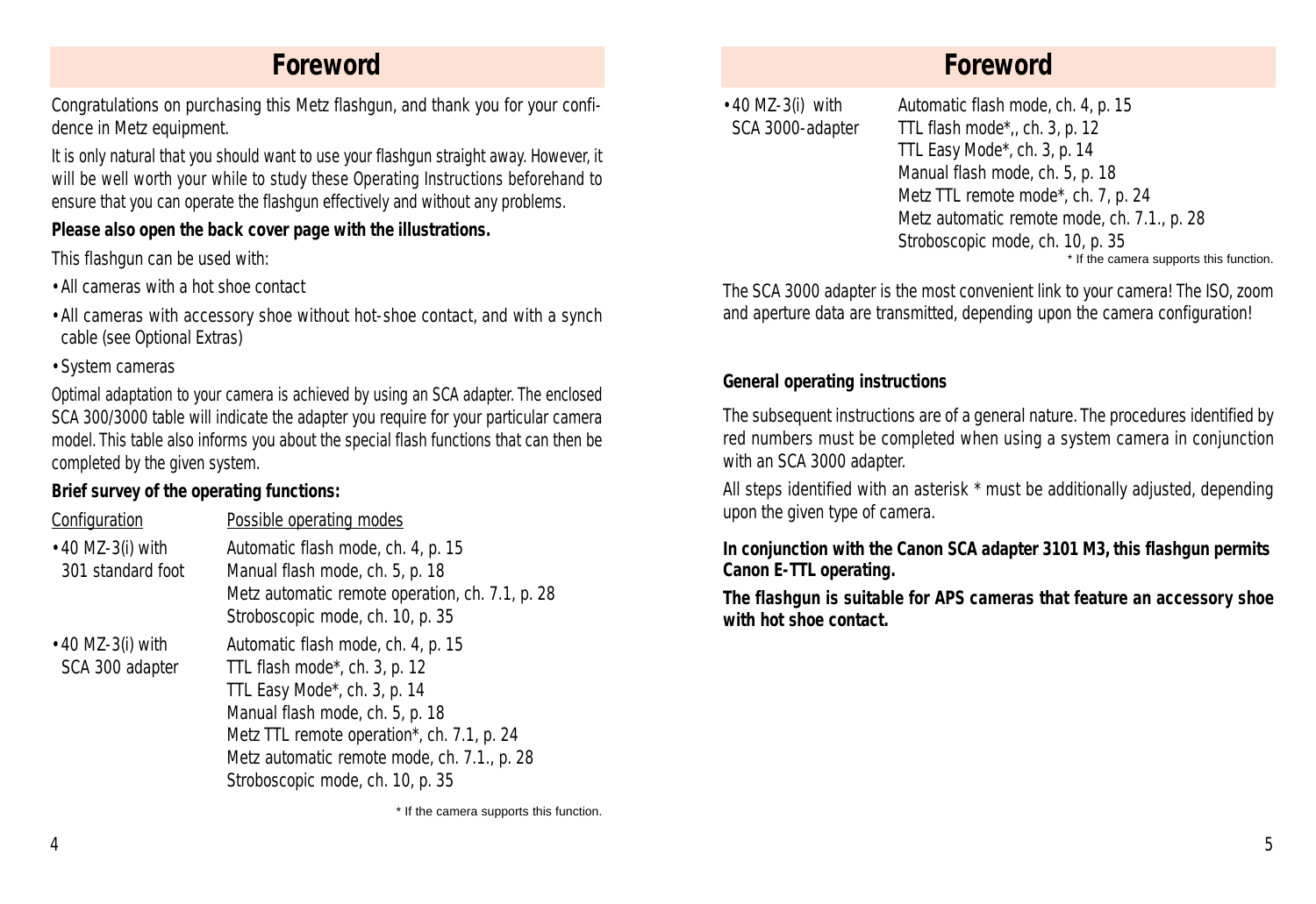# Foreword

Congratulations on purchasing this Metz flashgun, and thank you for your confidence in Metz equipment.

It is only natural that you should want to use your flashgun straight away. However, it will be well worth your while to study these Operating Instructions beforehand to ensure that you can operate the flashgun effectively and without any problems.

**Please also open the back cover page with the illustrations.**

This flashgun can be used with:

- All cameras with a hot shoe contact
- All cameras with accessory shoe without hot-shoe contact, and with a synch cable (see Optional Extras)
- System cameras

Optimal adaptation to your camera is achieved by using an SCA adapter. The enclosed SCA 300/3000 table will indicate the adapter you require for your particular camera model. This table also informs you about the special flash functions that can then be completed by the given system.

**Brief survey of the operating functions:**

| Configuration | Possible operating modes |
|---|---|
| • 40 MZ-3(i) with 301 standard foot | Automatic flash mode, ch. 4, p. 15<br>Manual flash mode, ch. 5, p. 18<br>Metz automatic remote operation, ch. 7.1, p. 28<br>Stroboscopic mode, ch. 10, p. 35 |
| • 40 MZ-3(i) with SCA 300 adapter | Automatic flash mode, ch. 4, p. 15<br>TTL flash mode*, ch. 3, p. 12<br>TTL Easy Mode*, ch. 3, p. 14<br>Manual flash mode, ch. 5, p. 18<br>Metz TTL remote operation*, ch. 7.1, p. 24<br>Metz automatic remote mode, ch. 7.1., p. 28<br>Stroboscopic mode, ch. 10, p. 35 |
| • 40 MZ-3(i) with SCA 3000-adapter | Automatic flash mode, ch. 4, p. 15<br>TTL flash mode*,, ch. 3, p. 12<br>TTL Easy Mode*, ch. 3, p. 14<br>Manual flash mode, ch. 5, p. 18<br>Metz TTL remote mode*, ch. 7, p. 24<br>Metz automatic remote mode, ch. 7.1., p. 28<br>Stroboscopic mode, ch. 10, p. 35 |

\* If the camera supports this function.

The SCA 3000 adapter is the most convenient link to your camera! The ISO, zoom and aperture data are transmitted, depending upon the camera configuration!

**General operating instructions**

The subsequent instructions are of a general nature. The procedures identified by red numbers must be completed when using a system camera in conjunction with an SCA 3000 adapter.

All steps identified with an asterisk * must be additionally adjusted, depending upon the given type of camera.

**In conjunction with the Canon SCA adapter 3101 M3, this flashgun permits Canon E-TTL operating.**

**The flashgun is suitable for APS cameras that feature an accessory shoe with hot shoe contact.**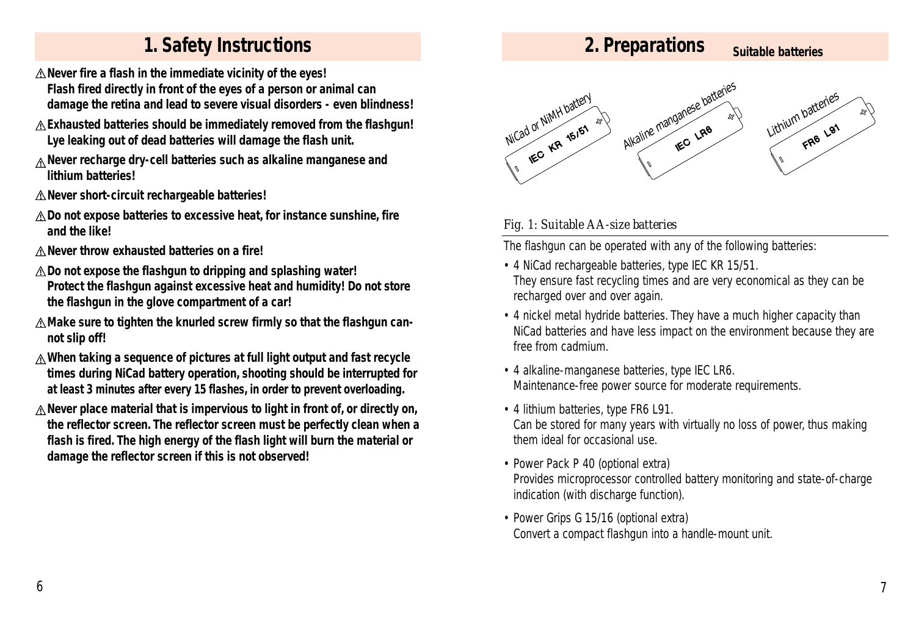## 1. Safety Instructions

⚠ **Never fire a flash in the immediate vicinity of the eyes! Flash fired directly in front of the eyes of a person or animal can damage the retina and lead to severe visual disorders - even blindness!**

⚠ **Exhausted batteries should be immediately removed from the flashgun! Lye leaking out of dead batteries will damage the flash unit.**

⚠ **Never recharge dry-cell batteries such as alkaline manganese and lithium batteries!**

⚠ **Never short-circuit rechargeable batteries!**

⚠ **Do not expose batteries to excessive heat, for instance sunshine, fire and the like!**

⚠ **Never throw exhausted batteries on a fire!**

⚠ **Do not expose the flashgun to dripping and splashing water! Protect the flashgun against excessive heat and humidity! Do not store the flashgun in the glove compartment of a car!**

⚠ **Make sure to tighten the knurled screw firmly so that the flashgun cannot slip off!**

⚠ **When taking a sequence of pictures at full light output and fast recycle times during NiCad battery operation, shooting should be interrupted for at least 3 minutes after every 15 flashes, in order to prevent overloading.**

⚠ **Never place material that is impervious to light in front of, or directly on, the reflector screen. The reflector screen must be perfectly clean when a flash is fired. The high energy of the flash light will burn the material or damage the reflector screen if this is not observed!**

## 2. Preparations

**Suitable batteries**

NiCad or NiMH battery — IEC KR 15/51
Alkaline manganese batteries — IEC LR6
Lithium batteries — FR6 L91

*Fig. 1: Suitable AA-size batteries*

The flashgun can be operated with any of the following batteries:

- 4 NiCad rechargeable batteries, type IEC KR 15/51.
  They ensure fast recycling times and are very economical as they can be recharged over and over again.
- 4 nickel metal hydride batteries. They have a much higher capacity than NiCad batteries and have less impact on the environment because they are free from cadmium.
- 4 alkaline-manganese batteries, type IEC LR6.
  Maintenance-free power source for moderate requirements.
- 4 lithium batteries, type FR6 L91.
  Can be stored for many years with virtually no loss of power, thus making them ideal for occasional use.
- Power Pack P 40 (optional extra)
  Provides microprocessor controlled battery monitoring and state-of-charge indication (with discharge function).
- Power Grips G 15/16 (optional extra)
  Convert a compact flashgun into a handle-mount unit.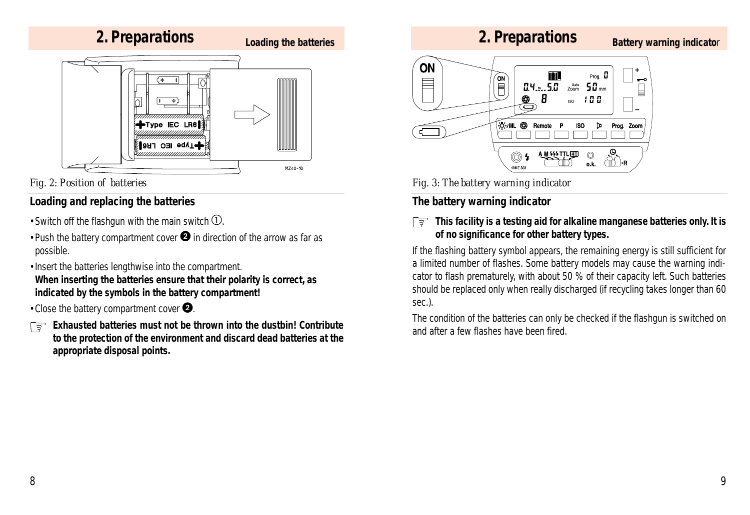# 2. Preparations

**Loading the batteries**

Fig. 2: Position of batteries

## Loading and replacing the batteries

- Switch off the flashgun with the main switch ①.
- Push the battery compartment cover ❷ in direction of the arrow as far as possible.
- Insert the batteries lengthwise into the compartment.
  **When inserting the batteries ensure that their polarity is correct, as indicated by the symbols in the battery compartment!**
- Close the battery compartment cover ❷.

☞ ***Exhausted batteries must not be thrown into the dustbin! Contribute to the protection of the environment and discard dead batteries at the appropriate disposal points.***

# 2. Preparations

**Battery warning indicator**

Fig. 3: The battery warning indicator

## The battery warning indicator

☞ **This facility is a testing aid for alkaline manganese batteries only. It is of no significance for other battery types.**

If the flashing battery symbol appears, the remaining energy is still sufficient for a limited number of flashes. Some battery models may cause the warning indicator to flash prematurely, with about 50 % of their capacity left. Such batteries should be replaced only when really discharged (if recycling takes longer than 60 sec.).

The condition of the batteries can only be checked if the flashgun is switched on and after a few flashes have been fired.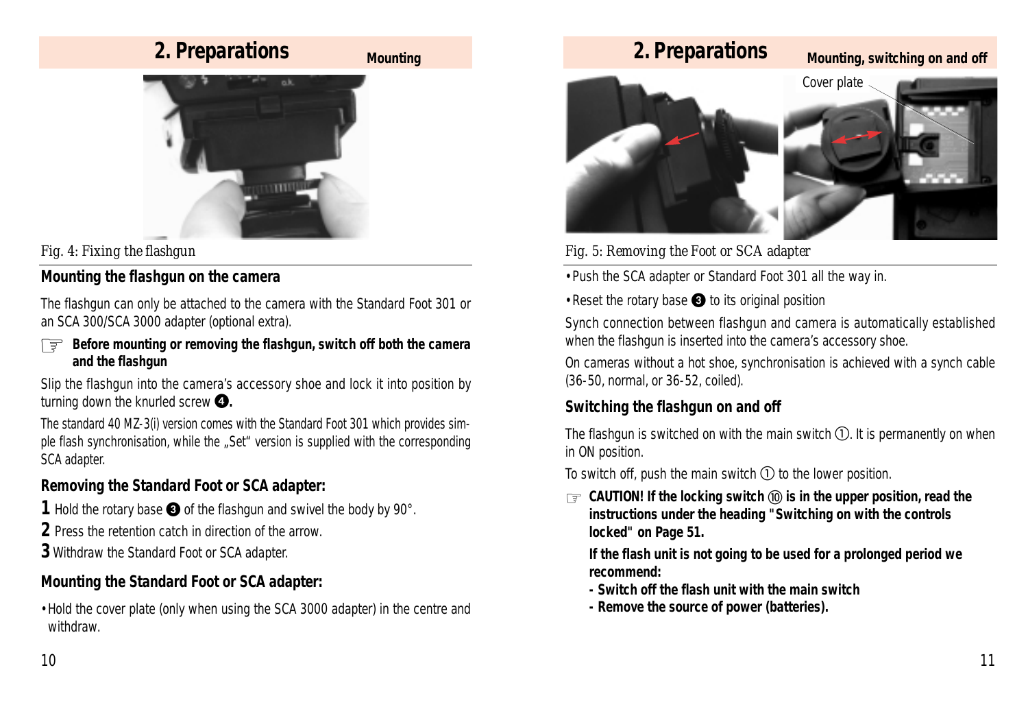## 2. Preparations

### Mounting

Fig. 4: Fixing the flashgun

### Mounting the flashgun on the camera

The flashgun can only be attached to the camera with the Standard Foot 301 or an SCA 300/SCA 3000 adapter (optional extra).

☞ **Before mounting or removing the flashgun, switch off both the camera and the flashgun**

Slip the flashgun into the camera's accessory shoe and lock it into position by turning down the knurled screw ❹.

The standard 40 MZ-3(i) version comes with the Standard Foot 301 which provides simple flash synchronisation, while the „Set" version is supplied with the corresponding SCA adapter.

### Removing the Standard Foot or SCA adapter:

**1** Hold the rotary base ❸ of the flashgun and swivel the body by 90°.

**2** Press the retention catch in direction of the arrow.

**3** Withdraw the Standard Foot or SCA adapter.

### Mounting the Standard Foot or SCA adapter:

- Hold the cover plate (only when using the SCA 3000 adapter) in the centre and withdraw.

## 2. Preparations

### Mounting, switching on and off

Cover plate

Fig. 5: Removing the Foot or SCA adapter

- Push the SCA adapter or Standard Foot 301 all the way in.
- Reset the rotary base ❸ to its original position

Synch connection between flashgun and camera is automatically established when the flashgun is inserted into the camera's accessory shoe.

On cameras without a hot shoe, synchronisation is achieved with a synch cable (36-50, normal, or 36-52, coiled).

### Switching the flashgun on and off

The flashgun is switched on with the main switch ①. It is permanently on when in ON position.

To switch off, push the main switch ① to the lower position.

☞ **CAUTION! If the locking switch ⑩ is in the upper position, read the instructions under the heading "Switching on with the controls locked" on Page 51.**

**If the flash unit is not going to be used for a prolonged period we recommend:**

**- Switch off the flash unit with the main switch**

**- Remove the source of power (batteries).**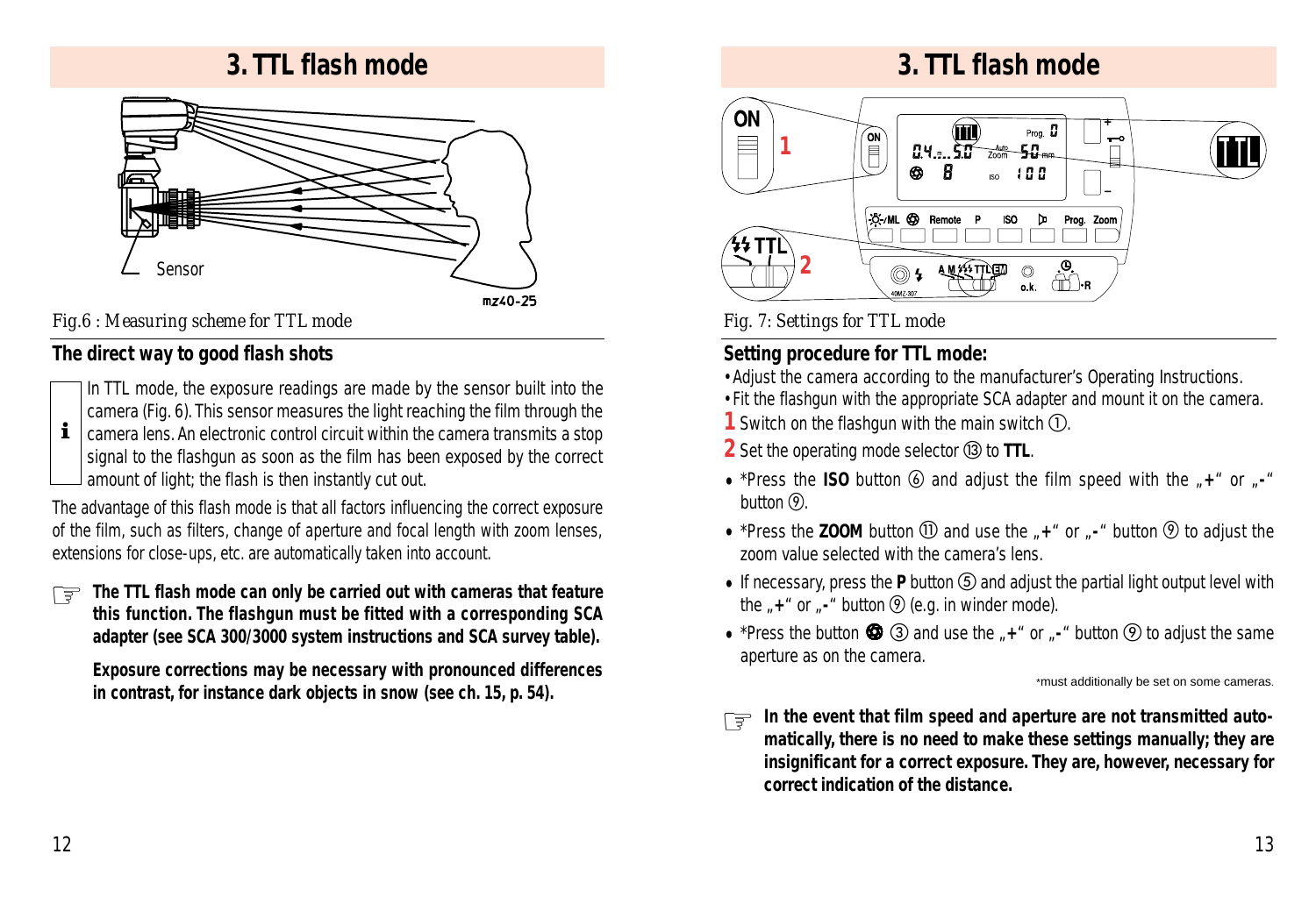# 3. TTL flash mode

Fig.6 : Measuring scheme for TTL mode

## The direct way to good flash shots

In TTL mode, the exposure readings are made by the sensor built into the camera (Fig. 6). This sensor measures the light reaching the film through the camera lens. An electronic control circuit within the camera transmits a stop signal to the flashgun as soon as the film has been exposed by the correct amount of light; the flash is then instantly cut out.

The advantage of this flash mode is that all factors influencing the correct exposure of the film, such as filters, change of aperture and focal length with zoom lenses, extensions for close-ups, etc. are automatically taken into account.

**The TTL flash mode can only be carried out with cameras that feature this function. The flashgun must be fitted with a corresponding SCA adapter (see SCA 300/3000 system instructions and SCA survey table).**

**Exposure corrections may be necessary with pronounced differences in contrast, for instance dark objects in snow (see ch. 15, p. 54).**

# 3. TTL flash mode

Fig. 7: Settings for TTL mode

## Setting procedure for TTL mode:

- Adjust the camera according to the manufacturer's Operating Instructions.
- Fit the flashgun with the appropriate SCA adapter and mount it on the camera.

**1** Switch on the flashgun with the main switch ①.

**2** Set the operating mode selector ⑬ to **TTL**.

- *Press the **ISO** button ⑥ and adjust the film speed with the „**+**" or „**-**" button ⑨.
- *Press the **ZOOM** button ⑪ and use the „**+**" or „**-**" button ⑨ to adjust the zoom value selected with the camera's lens.
- If necessary, press the **P** button ⑤ and adjust the partial light output level with the „**+**" or „**-**" button ⑨ (e.g. in winder mode).
- *Press the button ③ and use the „**+**" or „**-**" button ⑨ to adjust the same aperture as on the camera.

*must additionally be set on some cameras.

**In the event that film speed and aperture are not transmitted automatically, there is no need to make these settings manually; they are insignificant for a correct exposure. They are, however, necessary for correct indication of the distance.**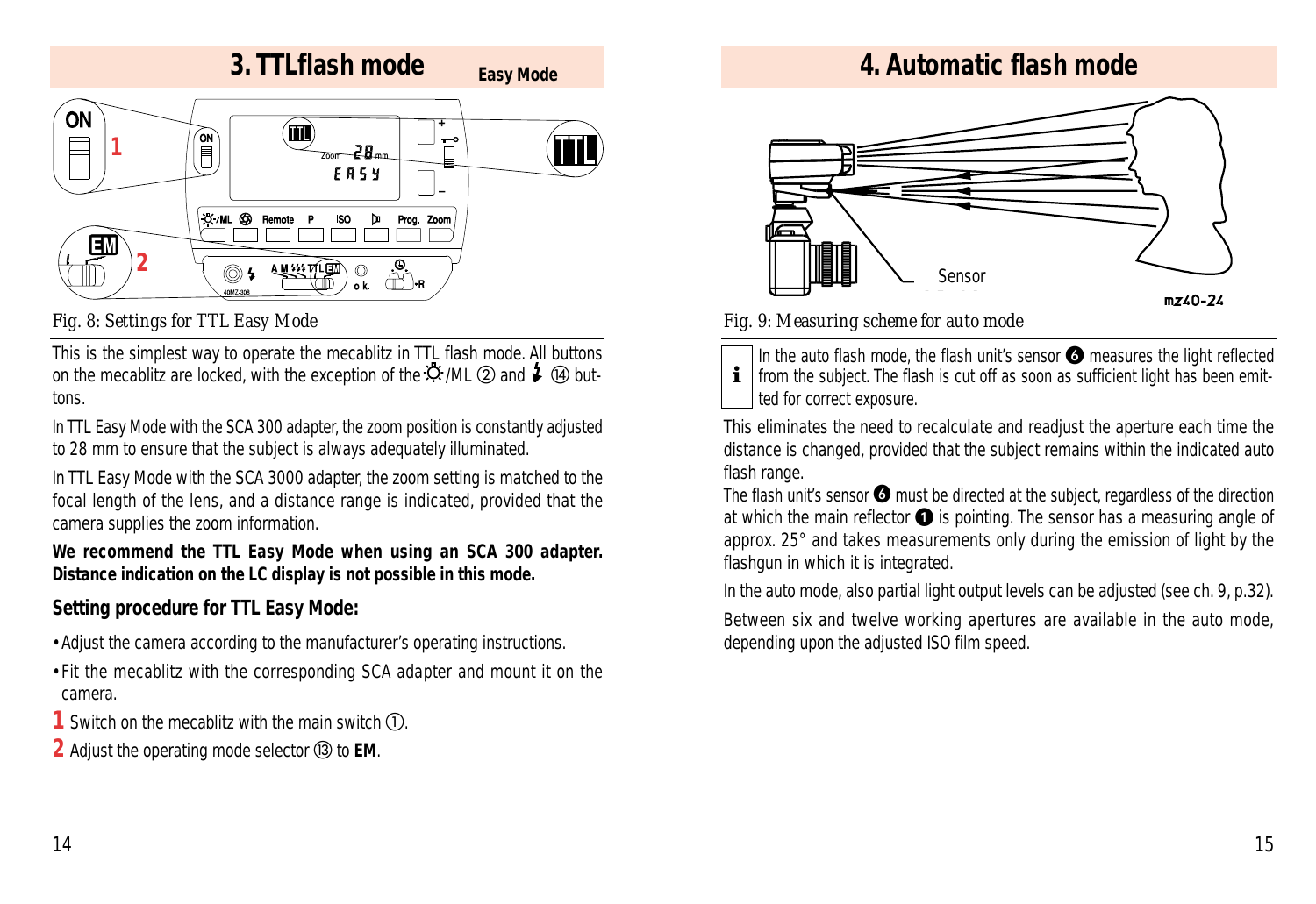## 3. TTLflash mode

**Easy Mode**

Fig. 8: Settings for TTL Easy Mode

This is the simplest way to operate the mecablitz in TTL flash mode. All buttons on the mecablitz are locked, with the exception of the ☼/ML ② and ⚡ ⑭ buttons.

In TTL Easy Mode with the SCA 300 adapter, the zoom position is constantly adjusted to 28 mm to ensure that the subject is always adequately illuminated.

In TTL Easy Mode with the SCA 3000 adapter, the zoom setting is matched to the focal length of the lens, and a distance range is indicated, provided that the camera supplies the zoom information.

**We recommend the TTL Easy Mode when using an SCA 300 adapter. Distance indication on the LC display is not possible in this mode.**

### Setting procedure for TTL Easy Mode:

- Adjust the camera according to the manufacturer's operating instructions.
- Fit the mecablitz with the corresponding SCA adapter and mount it on the camera.

**1** Switch on the mecablitz with the main switch ①.

**2** Adjust the operating mode selector ⑬ to **EM**.

## 4. Automatic flash mode

Fig. 9: Measuring scheme for auto mode

ℹ In the auto flash mode, the flash unit's sensor ❻ measures the light reflected from the subject. The flash is cut off as soon as sufficient light has been emitted for correct exposure.

This eliminates the need to recalculate and readjust the aperture each time the distance is changed, provided that the subject remains within the indicated auto flash range.

The flash unit's sensor ❻ must be directed at the subject, regardless of the direction at which the main reflector ❶ is pointing. The sensor has a measuring angle of approx. 25° and takes measurements only during the emission of light by the flashgun in which it is integrated.

In the auto mode, also partial light output levels can be adjusted (see ch. 9, p.32).

Between six and twelve working apertures are available in the auto mode, depending upon the adjusted ISO film speed.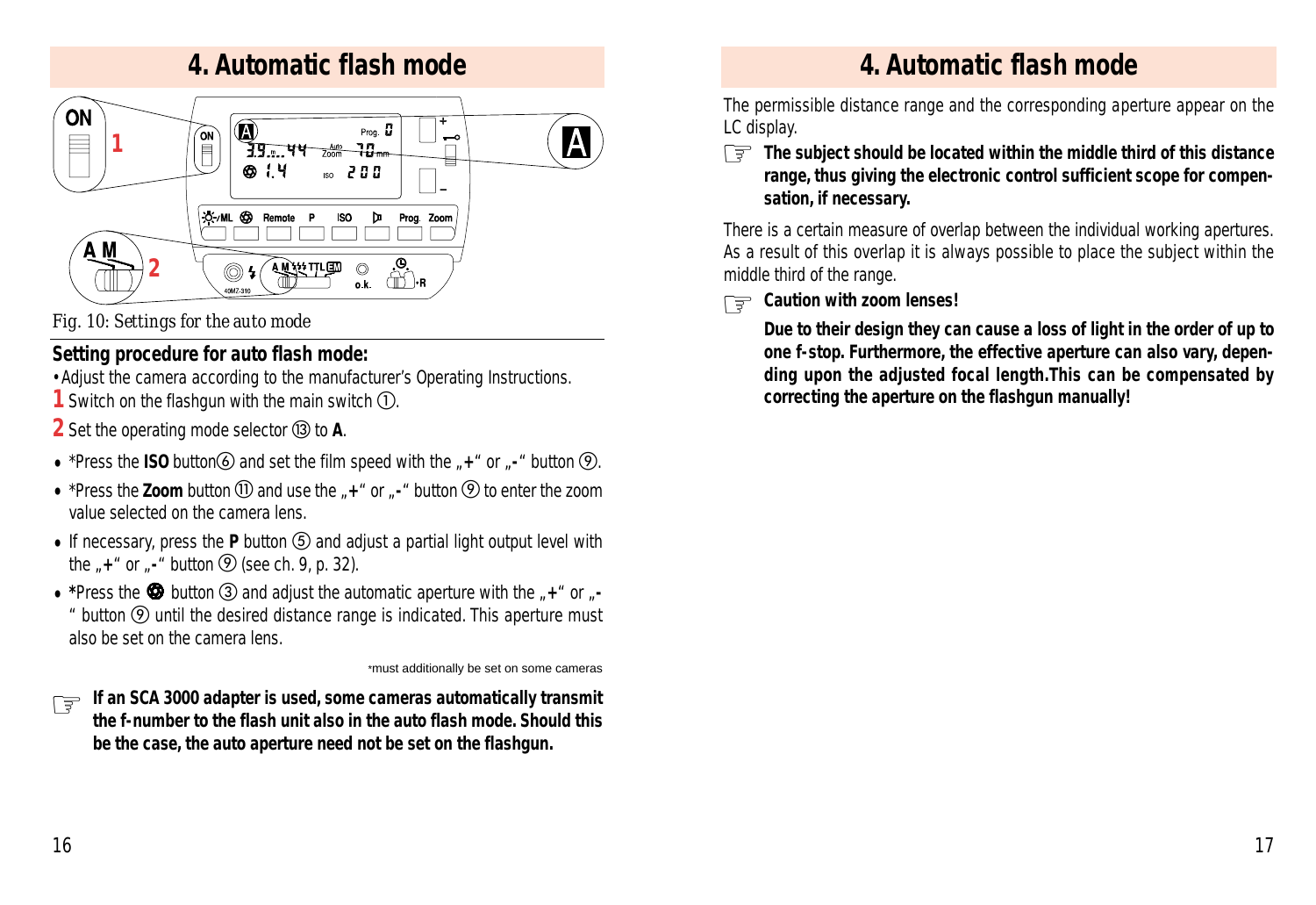# 4. Automatic flash mode

Fig. 10: Settings for the auto mode

## Setting procedure for auto flash mode:

- Adjust the camera according to the manufacturer's Operating Instructions.

**1** Switch on the flashgun with the main switch ①.

**2** Set the operating mode selector ⑬ to **A**.

- *Press the **ISO** button⑥ and set the film speed with the „**+**" or „**-**" button ⑨.
- *Press the **Zoom** button ⑪ and use the „**+**" or „**-**" button ⑨ to enter the zoom value selected on the camera lens.
- If necessary, press the **P** button ⑤ and adjust a partial light output level with the „**+**" or „**-**" button ⑨ (see ch. 9, p. 32).
- *Press the button ③ and adjust the automatic aperture with the „**+**" or „**-**" button ⑨ until the desired distance range is indicated. This aperture must also be set on the camera lens.

*must additionally be set on some cameras

☞ **If an SCA 3000 adapter is used, some cameras automatically transmit the f-number to the flash unit also in the auto flash mode. Should this be the case, the auto aperture need not be set on the flashgun.**

# 4. Automatic flash mode

The permissible distance range and the corresponding aperture appear on the LC display.

☞ **The subject should be located within the middle third of this distance range, thus giving the electronic control sufficient scope for compensation, if necessary.**

There is a certain measure of overlap between the individual working apertures. As a result of this overlap it is always possible to place the subject within the middle third of the range.

☞ **Caution with zoom lenses!**

**Due to their design they can cause a loss of light in the order of up to one f-stop. Furthermore, the effective aperture can also vary, depending upon the adjusted focal length.This can be compensated by correcting the aperture on the flashgun manually!**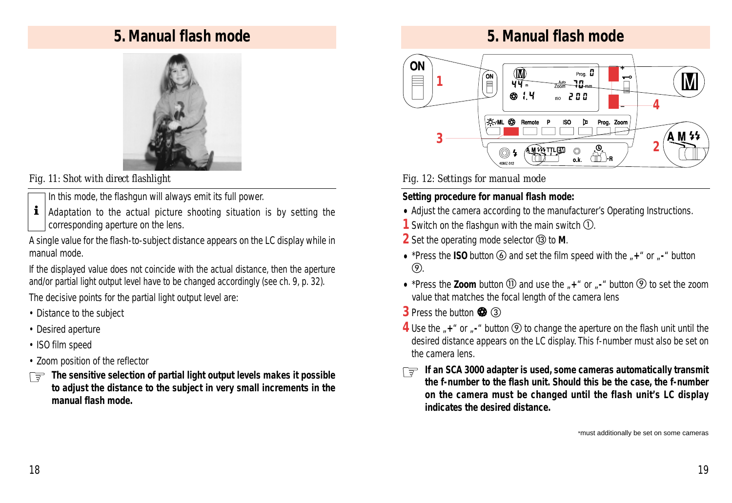# 5. Manual flash mode

Fig. 11: Shot with direct flashlight

In this mode, the flashgun will always emit its full power.

Adaptation to the actual picture shooting situation is by setting the corresponding aperture on the lens.

A single value for the flash-to-subject distance appears on the LC display while in manual mode.

If the displayed value does not coincide with the actual distance, then the aperture and/or partial light output level have to be changed accordingly (see ch. 9, p. 32).

The decisive points for the partial light output level are:

- Distance to the subject
- Desired aperture
- ISO film speed
- Zoom position of the reflector

☞ **The sensitive selection of partial light output levels makes it possible to adjust the distance to the subject in very small increments in the manual flash mode.**

# 5. Manual flash mode

Fig. 12: Settings for manual mode

**Setting procedure for manual flash mode:**

- Adjust the camera according to the manufacturer's Operating Instructions.

**1** Switch on the flashgun with the main switch ①.

**2** Set the operating mode selector ⑬ to **M**.

- *Press the **ISO** button ⑥ and set the film speed with the „**+**" or „**-**" button ⑨.
- *Press the **Zoom** button ⑪ and use the „**+**" or „**-**" button ⑨ to set the zoom value that matches the focal length of the camera lens

**3** Press the button ❂ ③

**4** Use the „**+**" or „**-**" button ⑨ to change the aperture on the flash unit until the desired distance appears on the LC display. This f-number must also be set on the camera lens.

☞ **If an SCA 3000 adapter is used, some cameras automatically transmit the f-number to the flash unit. Should this be the case, the f-number on the camera must be changed until the flash unit's LC display indicates the desired distance.**

*must additionally be set on some cameras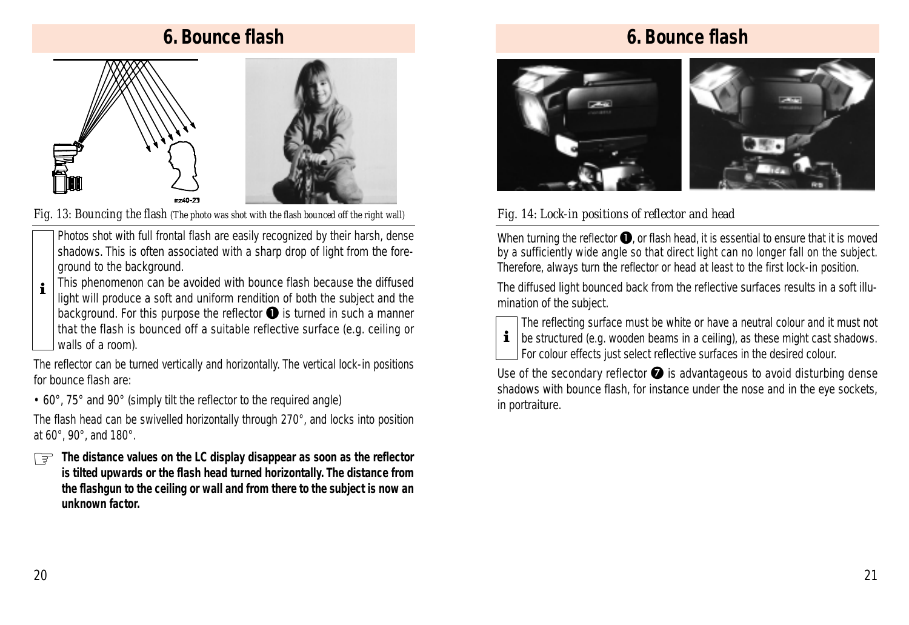# 6. Bounce flash

Fig. 13: Bouncing the flash (The photo was shot with the flash bounced off the right wall)

Photos shot with full frontal flash are easily recognized by their harsh, dense shadows. This is often associated with a sharp drop of light from the foreground to the background.

This phenomenon can be avoided with bounce flash because the diffused light will produce a soft and uniform rendition of both the subject and the background. For this purpose the reflector ❶ is turned in such a manner that the flash is bounced off a suitable reflective surface (e.g. ceiling or walls of a room).

The reflector can be turned vertically and horizontally. The vertical lock-in positions for bounce flash are:

- 60°, 75° and 90° (simply tilt the reflector to the required angle)

The flash head can be swivelled horizontally through 270°, and locks into position at 60°, 90°, and 180°.

☞ **The distance values on the LC display disappear as soon as the reflector is tilted upwards or the flash head turned horizontally. The distance from the flashgun to the ceiling or wall and from there to the subject is now an unknown factor.**

Fig. 14: Lock-in positions of reflector and head

When turning the reflector ❶, or flash head, it is essential to ensure that it is moved by a sufficiently wide angle so that direct light can no longer fall on the subject. Therefore, always turn the reflector or head at least to the first lock-in position.

The diffused light bounced back from the reflective surfaces results in a soft illumination of the subject.

The reflecting surface must be white or have a neutral colour and it must not be structured (e.g. wooden beams in a ceiling), as these might cast shadows. For colour effects just select reflective surfaces in the desired colour.

Use of the secondary reflector ❼ is advantageous to avoid disturbing dense shadows with bounce flash, for instance under the nose and in the eye sockets, in portraiture.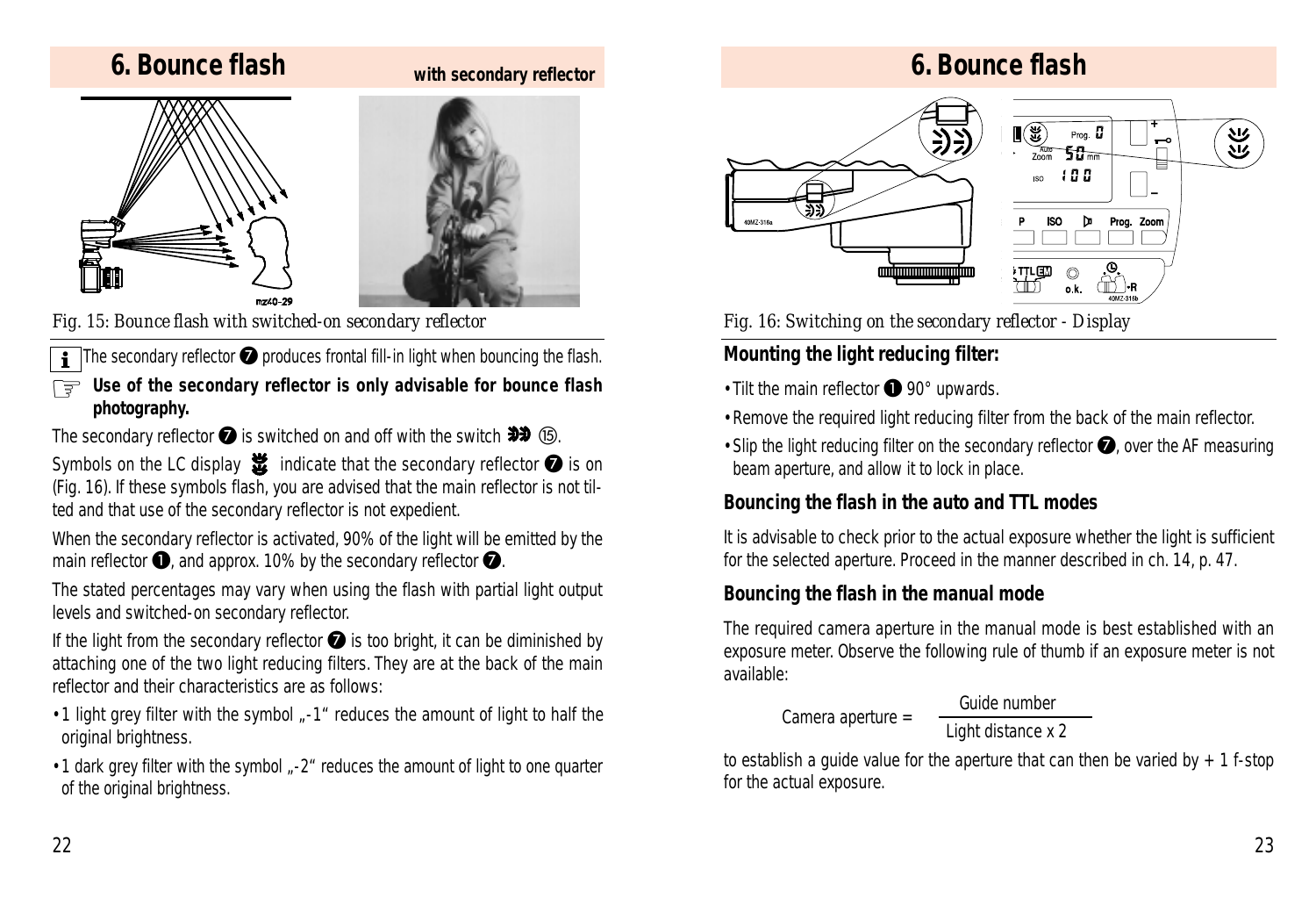# 6. Bounce flash

**with secondary reflector**

Fig. 15: Bounce flash with switched-on secondary reflector

ℹ The secondary reflector ❼ produces frontal fill-in light when bouncing the flash.

☞ **Use of the secondary reflector is only advisable for bounce flash photography.**

The secondary reflector ❼ is switched on and off with the switch ⑮.

Symbols on the LC display indicate that the secondary reflector ❼ is on (Fig. 16). If these symbols flash, you are advised that the main reflector is not tilted and that use of the secondary reflector is not expedient.

When the secondary reflector is activated, 90% of the light will be emitted by the main reflector ❶, and approx. 10% by the secondary reflector ❼.

The stated percentages may vary when using the flash with partial light output levels and switched-on secondary reflector.

If the light from the secondary reflector ❼ is too bright, it can be diminished by attaching one of the two light reducing filters. They are at the back of the main reflector and their characteristics are as follows:

- 1 light grey filter with the symbol „-1" reduces the amount of light to half the original brightness.
- 1 dark grey filter with the symbol „-2" reduces the amount of light to one quarter of the original brightness.

# 6. Bounce flash

Fig. 16: Switching on the secondary reflector - Display

## Mounting the light reducing filter:

- Tilt the main reflector ❶ 90° upwards.
- Remove the required light reducing filter from the back of the main reflector.
- Slip the light reducing filter on the secondary reflector ❼, over the AF measuring beam aperture, and allow it to lock in place.

## Bouncing the flash in the auto and TTL modes

It is advisable to check prior to the actual exposure whether the light is sufficient for the selected aperture. Proceed in the manner described in ch. 14, p. 47.

## Bouncing the flash in the manual mode

The required camera aperture in the manual mode is best established with an exposure meter. Observe the following rule of thumb if an exposure meter is not available:

$$\text{Camera aperture} = \frac{\text{Guide number}}{\text{Light distance x 2}}$$

to establish a guide value for the aperture that can then be varied by + 1 f-stop for the actual exposure.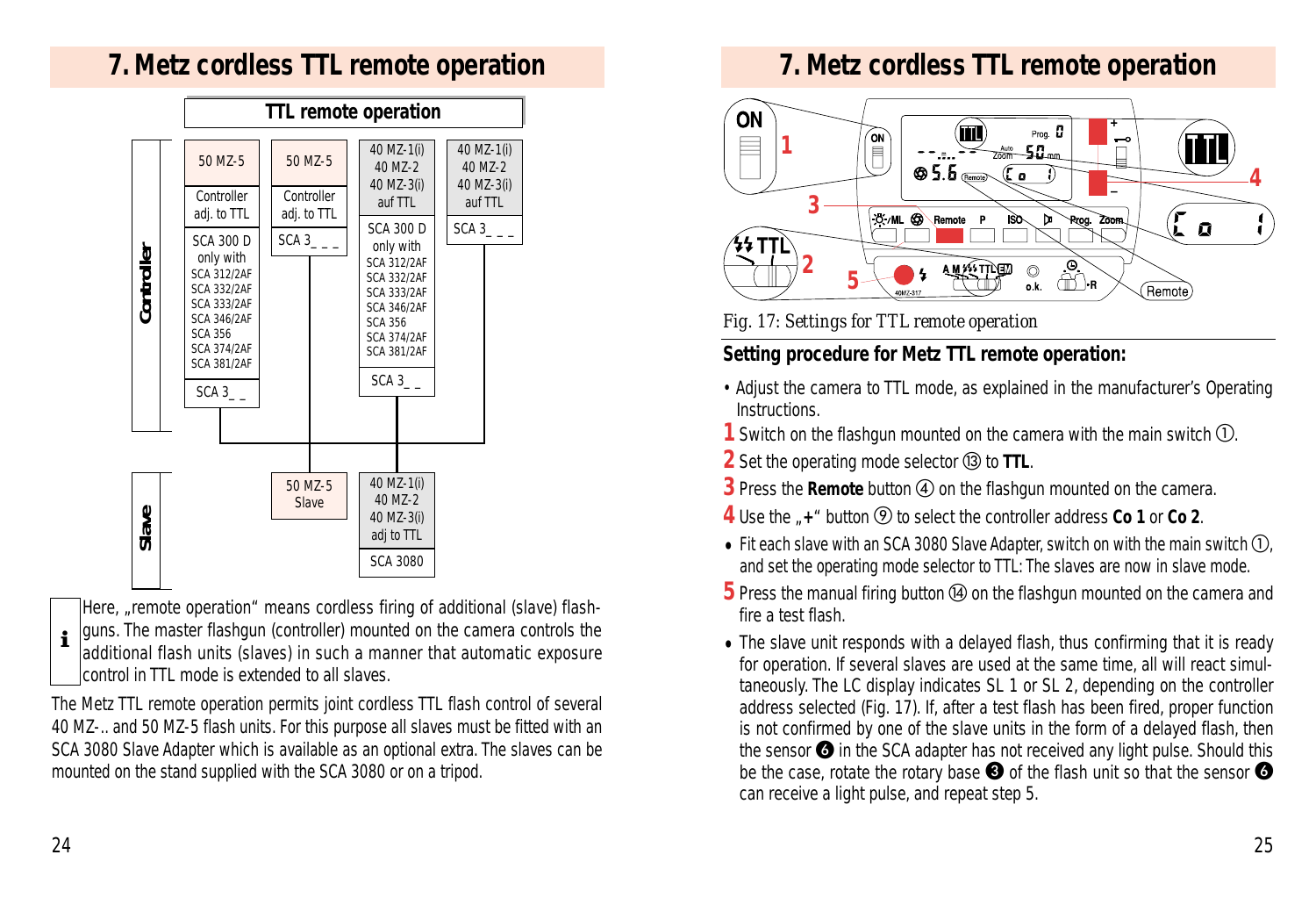# 7. Metz cordless TTL remote operation

**TTL remote operation**

| | | | | |
|---|---|---|---|---|
| **Controller** | 50 MZ-5 — Controller adj. to TTL — SCA 300 D only with SCA 312/2AF, SCA 332/2AF, SCA 333/2AF, SCA 346/2AF, SCA 356, SCA 374/2AF, SCA 381/2AF — SCA 3_ _ | 50 MZ-5 — Controller adj. to TTL — SCA 3_ _ _ | 40 MZ-1(i), 40 MZ-2, 40 MZ-3(i) auf TTL — SCA 300 D only with SCA 312/2AF, SCA 332/2AF, SCA 333/2AF, SCA 346/2AF, SCA 356, SCA 374/2AF, SCA 381/2AF — SCA 3_ _ | 40 MZ-1(i), 40 MZ-2, 40 MZ-3(i) auf TTL — SCA 3_ _ _ |
| **Slave** | | 50 MZ-5 Slave | 40 MZ-1(i), 40 MZ-2, 40 MZ-3(i) adj to TTL — SCA 3080 | |

**i** Here, „remote operation“ means cordless firing of additional (slave) flashguns. The master flashgun (controller) mounted on the camera controls the additional flash units (slaves) in such a manner that automatic exposure control in TTL mode is extended to all slaves.

The Metz TTL remote operation permits joint cordless TTL flash control of several 40 MZ-.. and 50 MZ-5 flash units. For this purpose all slaves must be fitted with an SCA 3080 Slave Adapter which is available as an optional extra. The slaves can be mounted on the stand supplied with the SCA 3080 or on a tripod.

# 7. Metz cordless TTL remote operation

Fig. 17: Settings for TTL remote operation

## Setting procedure for Metz TTL remote operation:

- Adjust the camera to TTL mode, as explained in the manufacturer's Operating Instructions.

**1** Switch on the flashgun mounted on the camera with the main switch ①.

**2** Set the operating mode selector ⑬ to **TTL**.

**3** Press the **Remote** button ④ on the flashgun mounted on the camera.

**4** Use the „**+**“ button ⑨ to select the controller address **Co 1** or **Co 2**.

- Fit each slave with an SCA 3080 Slave Adapter, switch on with the main switch ①, and set the operating mode selector to TTL: The slaves are now in slave mode.

**5** Press the manual firing button ⑭ on the flashgun mounted on the camera and fire a test flash.

- The slave unit responds with a delayed flash, thus confirming that it is ready for operation. If several slaves are used at the same time, all will react simultaneously. The LC display indicates SL 1 or SL 2, depending on the controller address selected (Fig. 17). If, after a test flash has been fired, proper function is not confirmed by one of the slave units in the form of a delayed flash, then the sensor ❻ in the SCA adapter has not received any light pulse. Should this be the case, rotate the rotary base ❸ of the flash unit so that the sensor ❻ can receive a light pulse, and repeat step 5.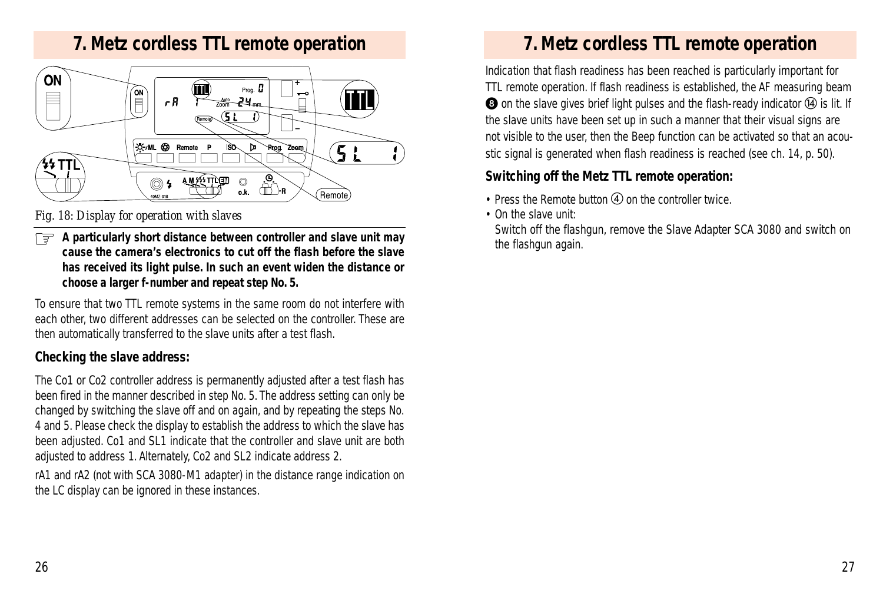# 7. Metz cordless TTL remote operation

Fig. 18: Display for operation with slaves

☞ **A particularly short distance between controller and slave unit may cause the camera's electronics to cut off the flash before the slave has received its light pulse. In such an event widen the distance or choose a larger f-number and repeat step No. 5.**

To ensure that two TTL remote systems in the same room do not interfere with each other, two different addresses can be selected on the controller. These are then automatically transferred to the slave units after a test flash.

### Checking the slave address:

The Co1 or Co2 controller address is permanently adjusted after a test flash has been fired in the manner described in step No. 5. The address setting can only be changed by switching the slave off and on again, and by repeating the steps No. 4 and 5. Please check the display to establish the address to which the slave has been adjusted. Co1 and SL1 indicate that the controller and slave unit are both adjusted to address 1. Alternately, Co2 and SL2 indicate address 2.

rA1 and rA2 (not with SCA 3080-M1 adapter) in the distance range indication on the LC display can be ignored in these instances.

# 7. Metz cordless TTL remote operation

Indication that flash readiness has been reached is particularly important for TTL remote operation. If flash readiness is established, the AF measuring beam ❽ on the slave gives brief light pulses and the flash-ready indicator ⑭ is lit. If the slave units have been set up in such a manner that their visual signs are not visible to the user, then the Beep function can be activated so that an acoustic signal is generated when flash readiness is reached (see ch. 14, p. 50).

### Switching off the Metz TTL remote operation:

- Press the Remote button ④ on the controller twice.
- On the slave unit:
  Switch off the flashgun, remove the Slave Adapter SCA 3080 and switch on the flashgun again.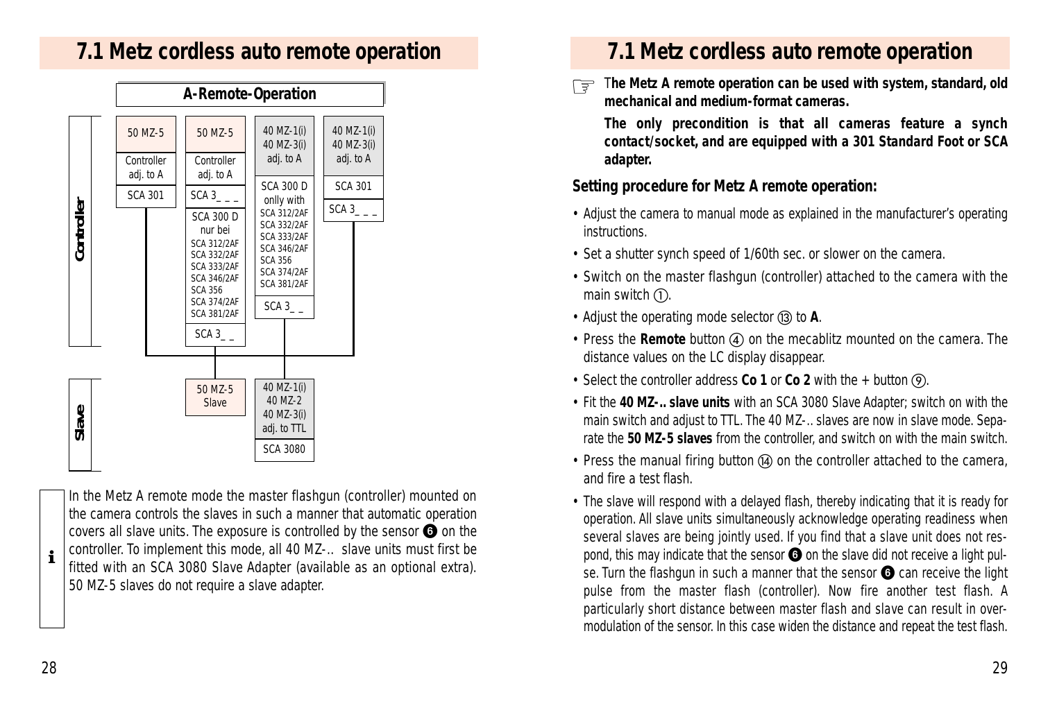## 7.1 Metz cordless auto remote operation

**A-Remote-Operation**

| | | | | |
|---|---|---|---|---|
| **Controller** | 50 MZ-5<br>Controller adj. to A<br>SCA 301 | 50 MZ-5<br>Controller adj. to A<br>SCA 3_ _ _<br>SCA 300 D nur bei SCA 312/2AF SCA 332/2AF SCA 333/2AF SCA 346/2AF SCA 356 SCA 374/2AF SCA 381/2AF<br>SCA 3_ _ | 40 MZ-1(i) 40 MZ-3(i) adj. to A<br>SCA 300 D onlly with SCA 312/2AF SCA 332/2AF SCA 333/2AF SCA 346/2AF SCA 356 SCA 374/2AF SCA 381/2AF<br>SCA 3_ _ | 40 MZ-1(i) 40 MZ-3(i) adj. to A<br>SCA 301<br>SCA 3_ _ _ |
| **Slave** | | 50 MZ-5<br>Slave | 40 MZ-1(i) 40 MZ-2 40 MZ-3(i) adj. to TTL<br>SCA 3080 | |

In the Metz A remote mode the master flashgun (controller) mounted on the camera controls the slaves in such a manner that automatic operation covers all slave units. The exposure is controlled by the sensor ❻ on the controller. To implement this mode, all 40 MZ-.. slave units must first be fitted with an SCA 3080 Slave Adapter (available as an optional extra). 50 MZ-5 slaves do not require a slave adapter.

**The Metz A remote operation can be used with system, standard, old mechanical and medium-format cameras.**

**The only precondition is that all cameras feature a synch contact/socket, and are equipped with a 301 Standard Foot or SCA adapter.**

### Setting procedure for Metz A remote operation:

- Adjust the camera to manual mode as explained in the manufacturer's operating instructions.
- Set a shutter synch speed of 1/60th sec. or slower on the camera.
- Switch on the master flashgun (controller) attached to the camera with the main switch ①.
- Adjust the operating mode selector ⑬ to **A**.
- Press the **Remote** button ④ on the mecablitz mounted on the camera. The distance values on the LC display disappear.
- Select the controller address **Co 1** or **Co 2** with the + button ⑨.
- Fit the **40 MZ-.. slave units** with an SCA 3080 Slave Adapter; switch on with the main switch and adjust to TTL. The 40 MZ-.. slaves are now in slave mode. Separate the **50 MZ-5 slaves** from the controller, and switch on with the main switch.
- Press the manual firing button ⑭ on the controller attached to the camera, and fire a test flash.
- The slave will respond with a delayed flash, thereby indicating that it is ready for operation. All slave units simultaneously acknowledge operating readiness when several slaves are being jointly used. If you find that a slave unit does not respond, this may indicate that the sensor ❻ on the slave did not receive a light pulse. Turn the flashgun in such a manner that the sensor ❻ can receive the light pulse from the master flash (controller). Now fire another test flash. A particularly short distance between master flash and slave can result in overmodulation of the sensor. In this case widen the distance and repeat the test flash.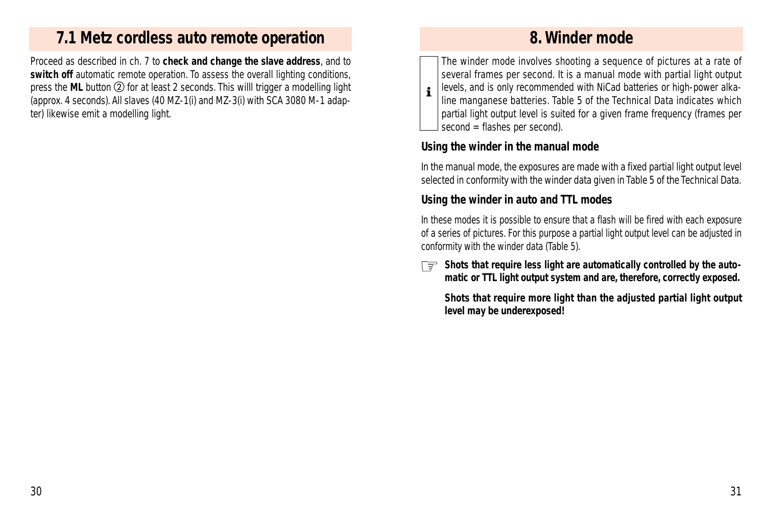## 7.1 Metz cordless auto remote operation

Proceed as described in ch. 7 to **check and change the slave address**, and to **switch off** automatic remote operation. To assess the overall lighting conditions, press the **ML** button ② for at least 2 seconds. This willl trigger a modelling light (approx. 4 seconds). All slaves (40 MZ-1(i) and MZ-3(i) with SCA 3080 M-1 adapter) likewise emit a modelling light.

## 8. Winder mode

i The winder mode involves shooting a sequence of pictures at a rate of several frames per second. It is a manual mode with partial light output levels, and is only recommended with NiCad batteries or high-power alkaline manganese batteries. Table 5 of the Technical Data indicates which partial light output level is suited for a given frame frequency (frames per second = flashes per second).

### Using the winder in the manual mode

In the manual mode, the exposures are made with a fixed partial light output level selected in conformity with the winder data given in Table 5 of the Technical Data.

### Using the winder in auto and TTL modes

In these modes it is possible to ensure that a flash will be fired with each exposure of a series of pictures. For this purpose a partial light output level can be adjusted in conformity with the winder data (Table 5).

☞ **Shots that require less light are automatically controlled by the automatic or TTL light output system and are, therefore, correctly exposed.**

**Shots that require more light than the adjusted partial light output level may be underexposed!**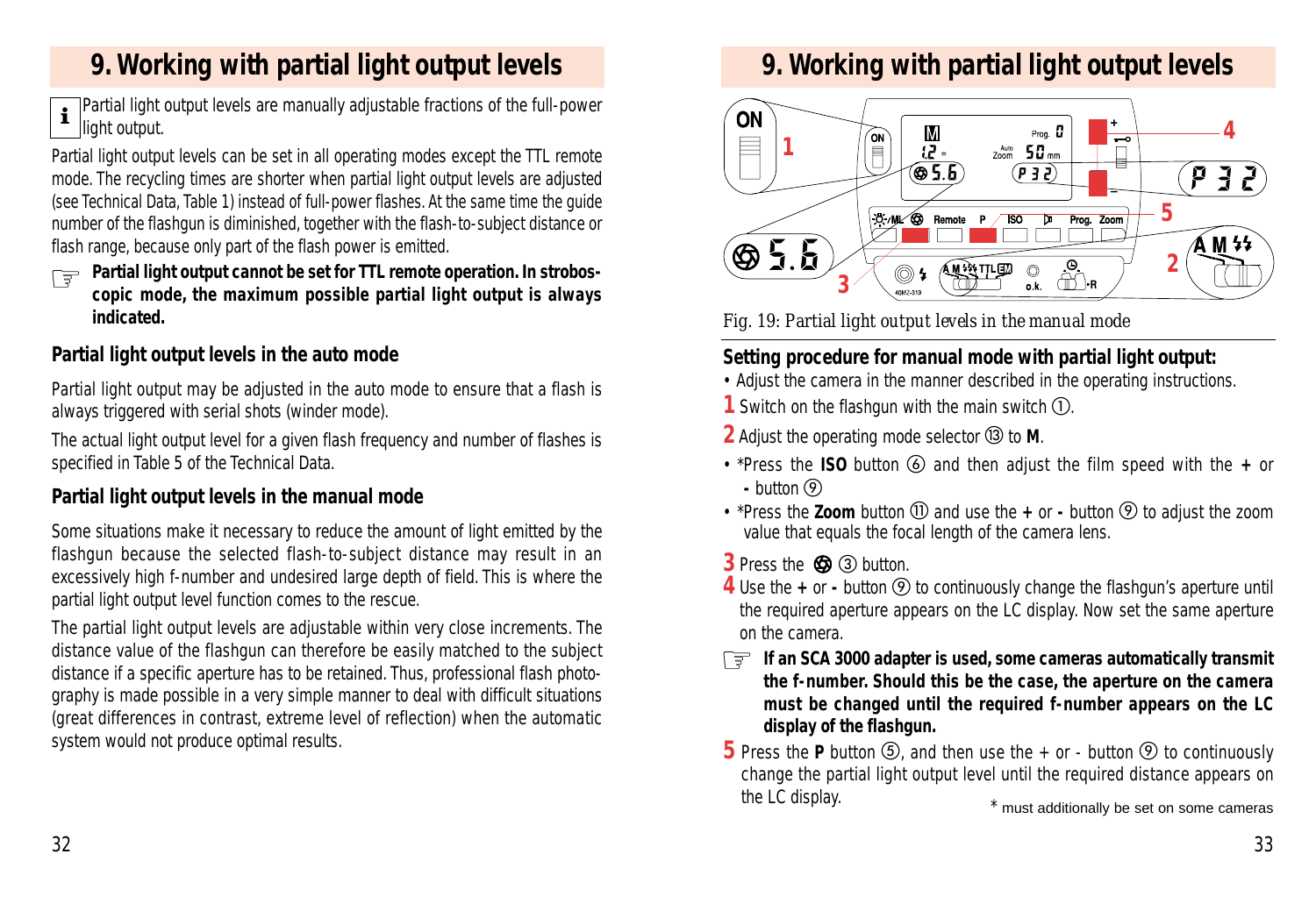# 9. Working with partial light output levels

**i** Partial light output levels are manually adjustable fractions of the full-power light output.

Partial light output levels can be set in all operating modes except the TTL remote mode. The recycling times are shorter when partial light output levels are adjusted (see Technical Data, Table 1) instead of full-power flashes. At the same time the guide number of the flashgun is diminished, together with the flash-to-subject distance or flash range, because only part of the flash power is emitted.

☞ **Partial light output cannot be set for TTL remote operation. In stroboscopic mode, the maximum possible partial light output is always indicated.**

## Partial light output levels in the auto mode

Partial light output may be adjusted in the auto mode to ensure that a flash is always triggered with serial shots (winder mode).

The actual light output level for a given flash frequency and number of flashes is specified in Table 5 of the Technical Data.

## Partial light output levels in the manual mode

Some situations make it necessary to reduce the amount of light emitted by the flashgun because the selected flash-to-subject distance may result in an excessively high f-number and undesired large depth of field. This is where the partial light output level function comes to the rescue.

The partial light output levels are adjustable within very close increments. The distance value of the flashgun can therefore be easily matched to the subject distance if a specific aperture has to be retained. Thus, professional flash photography is made possible in a very simple manner to deal with difficult situations (great differences in contrast, extreme level of reflection) when the automatic system would not produce optimal results.

Fig. 19: Partial light output levels in the manual mode

## Setting procedure for manual mode with partial light output:

- Adjust the camera in the manner described in the operating instructions.

**1** Switch on the flashgun with the main switch ①.

**2** Adjust the operating mode selector ⑬ to **M**.

- *Press the **ISO** button ⑥ and then adjust the film speed with the **+** or **-** button ⑨
- *Press the **Zoom** button ⑪ and use the **+** or **-** button ⑨ to adjust the zoom value that equals the focal length of the camera lens.

**3** Press the ⊛ ③ button.

**4** Use the **+** or **-** button ⑨ to continuously change the flashgun's aperture until the required aperture appears on the LC display. Now set the same aperture on the camera.

☞ **If an SCA 3000 adapter is used, some cameras automatically transmit the f-number. Should this be the case, the aperture on the camera must be changed until the required f-number appears on the LC display of the flashgun.**

**5** Press the **P** button ⑤, and then use the + or - button ⑨ to continuously change the partial light output level until the required distance appears on the LC display.

\* must additionally be set on some cameras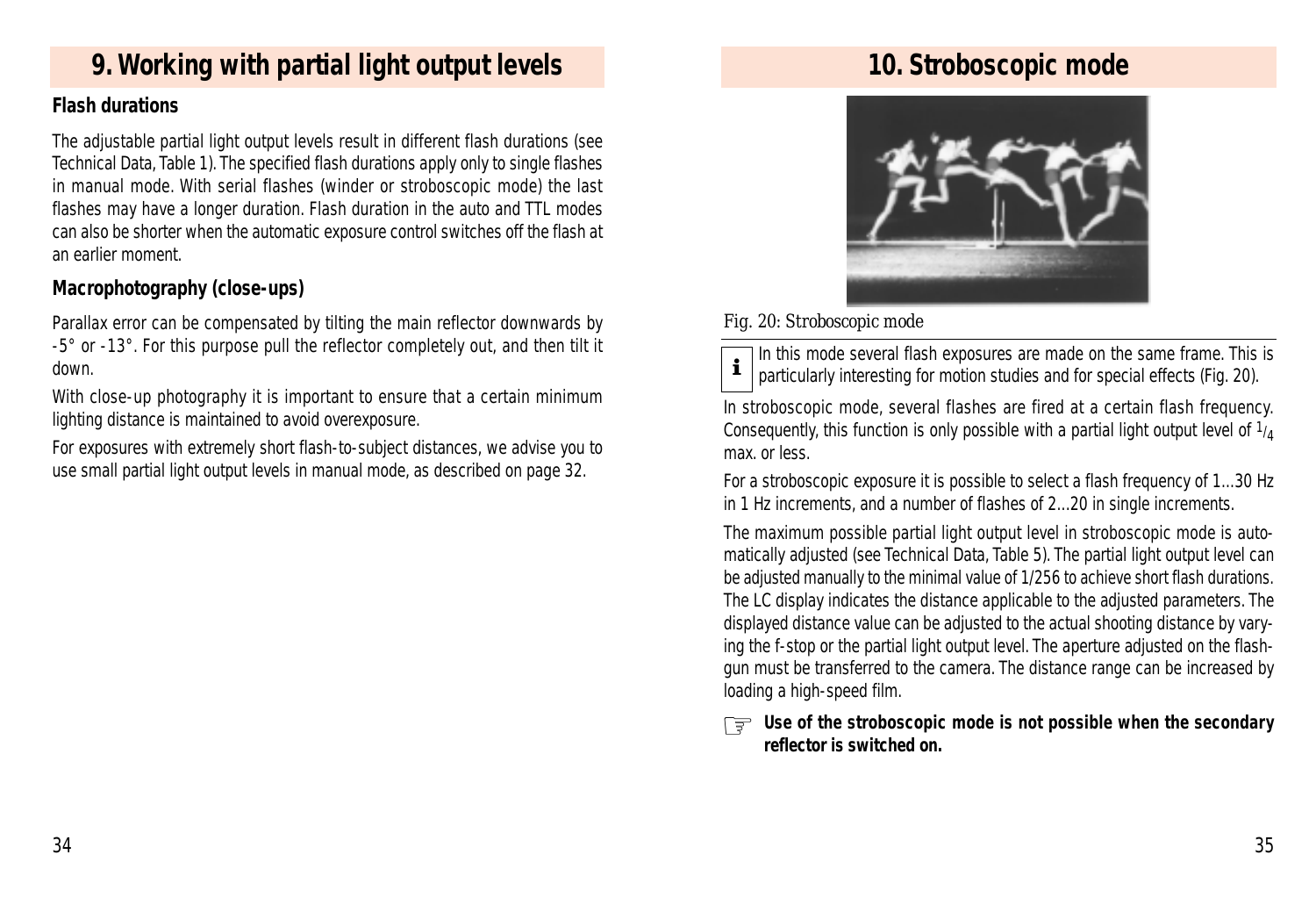# 9. Working with partial light output levels

### Flash durations

The adjustable partial light output levels result in different flash durations (see Technical Data, Table 1). The specified flash durations apply only to single flashes in manual mode. With serial flashes (winder or stroboscopic mode) the last flashes may have a longer duration. Flash duration in the auto and TTL modes can also be shorter when the automatic exposure control switches off the flash at an earlier moment.

### Macrophotography (close-ups)

Parallax error can be compensated by tilting the main reflector downwards by -5° or -13°. For this purpose pull the reflector completely out, and then tilt it down.

With close-up photography it is important to ensure that a certain minimum lighting distance is maintained to avoid overexposure.

For exposures with extremely short flash-to-subject distances, we advise you to use small partial light output levels in manual mode, as described on page 32.

# 10. Stroboscopic mode

Fig. 20: Stroboscopic mode

In this mode several flash exposures are made on the same frame. This is particularly interesting for motion studies and for special effects (Fig. 20).

In stroboscopic mode, several flashes are fired at a certain flash frequency. Consequently, this function is only possible with a partial light output level of $^1/_4$ max. or less.

For a stroboscopic exposure it is possible to select a flash frequency of 1...30 Hz in 1 Hz increments, and a number of flashes of 2...20 in single increments.

The maximum possible partial light output level in stroboscopic mode is automatically adjusted (see Technical Data, Table 5). The partial light output level can be adjusted manually to the minimal value of 1/256 to achieve short flash durations. The LC display indicates the distance applicable to the adjusted parameters. The displayed distance value can be adjusted to the actual shooting distance by varying the f-stop or the partial light output level. The aperture adjusted on the flashgun must be transferred to the camera. The distance range can be increased by loading a high-speed film.

**Use of the stroboscopic mode is not possible when the secondary reflector is switched on.**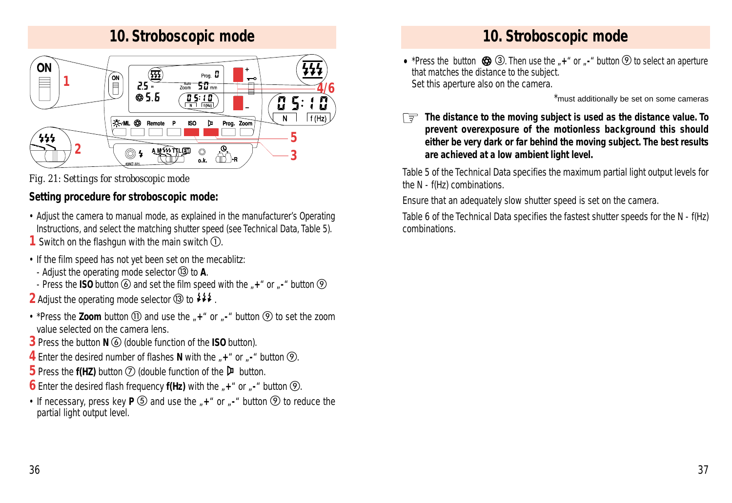# 10. Stroboscopic mode

Fig. 21: Settings for stroboscopic mode

**Setting procedure for stroboscopic mode:**

- Adjust the camera to manual mode, as explained in the manufacturer's Operating Instructions, and select the matching shutter speed (see Technical Data, Table 5).

**1** Switch on the flashgun with the main switch ①.

- If the film speed has not yet been set on the mecablitz:
  - Adjust the operating mode selector ⑬ to **A**.
  - Press the **ISO** button ⑥ and set the film speed with the „**+**" or „**-**" button ⑨

**2** Adjust the operating mode selector ⑬ to ⚡⚡⚡ .

- *Press the **Zoom** button ⑪ and use the „**+**" or „**-**" button ⑨ to set the zoom value selected on the camera lens.

**3** Press the button **N** ⑥ (double function of the **ISO** button).

**4** Enter the desired number of flashes **N** with the „**+**" or „**-**" button ⑨.

**5** Press the **f(HZ)** button ⑦ (double function of the button.

**6** Enter the desired flash frequency **f(Hz)** with the „**+**" or „**-**" button ⑨.

- If necessary, press key **P** ⑤ and use the „**+**" or „**-**" button ⑨ to reduce the partial light output level.

# 10. Stroboscopic mode

- *Press the button ③. Then use the „**+**" or „**-**" button ⑨ to select an aperture that matches the distance to the subject.
  Set this aperture also on the camera.

*must additionally be set on some cameras

**The distance to the moving subject is used as the distance value. To prevent overexposure of the motionless background this should either be very dark or far behind the moving subject. The best results are achieved at a low ambient light level.**

Table 5 of the Technical Data specifies the maximum partial light output levels for the N - f(Hz) combinations.

Ensure that an adequately slow shutter speed is set on the camera.

Table 6 of the Technical Data specifies the fastest shutter speeds for the N - f(Hz) combinations.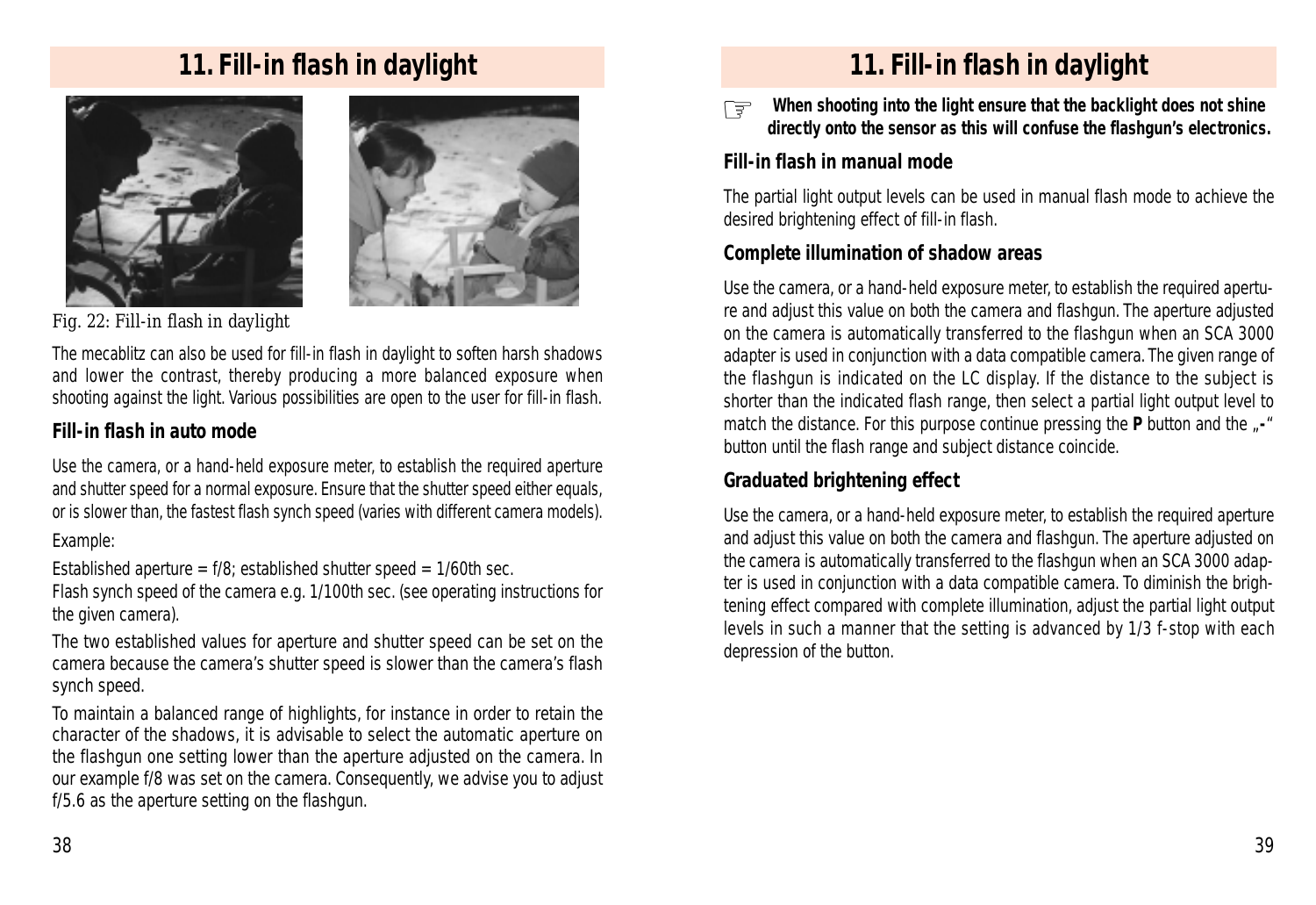# 11. Fill-in flash in daylight

Fig. 22: Fill-in flash in daylight

The mecablitz can also be used for fill-in flash in daylight to soften harsh shadows and lower the contrast, thereby producing a more balanced exposure when shooting against the light. Various possibilities are open to the user for fill-in flash.

## Fill-in flash in auto mode

Use the camera, or a hand-held exposure meter, to establish the required aperture and shutter speed for a normal exposure. Ensure that the shutter speed either equals, or is slower than, the fastest flash synch speed (varies with different camera models).

Example:

Established aperture = f/8; established shutter speed = 1/60th sec.
Flash synch speed of the camera e.g. 1/100th sec. (see operating instructions for the given camera).

The two established values for aperture and shutter speed can be set on the camera because the camera's shutter speed is slower than the camera's flash synch speed.

To maintain a balanced range of highlights, for instance in order to retain the character of the shadows, it is advisable to select the automatic aperture on the flashgun one setting lower than the aperture adjusted on the camera. In our example f/8 was set on the camera. Consequently, we advise you to adjust f/5.6 as the aperture setting on the flashgun.

☞ **When shooting into the light ensure that the backlight does not shine directly onto the sensor as this will confuse the flashgun's electronics.**

## Fill-in flash in manual mode

The partial light output levels can be used in manual flash mode to achieve the desired brightening effect of fill-in flash.

## Complete illumination of shadow areas

Use the camera, or a hand-held exposure meter, to establish the required aperture and adjust this value on both the camera and flashgun. The aperture adjusted on the camera is automatically transferred to the flashgun when an SCA 3000 adapter is used in conjunction with a data compatible camera. The given range of the flashgun is indicated on the LC display. If the distance to the subject is shorter than the indicated flash range, then select a partial light output level to match the distance. For this purpose continue pressing the **P** button and the „**-**" button until the flash range and subject distance coincide.

## Graduated brightening effect

Use the camera, or a hand-held exposure meter, to establish the required aperture and adjust this value on both the camera and flashgun. The aperture adjusted on the camera is automatically transferred to the flashgun when an SCA 3000 adapter is used in conjunction with a data compatible camera. To diminish the brightening effect compared with complete illumination, adjust the partial light output levels in such a manner that the setting is advanced by 1/3 f-stop with each depression of the button.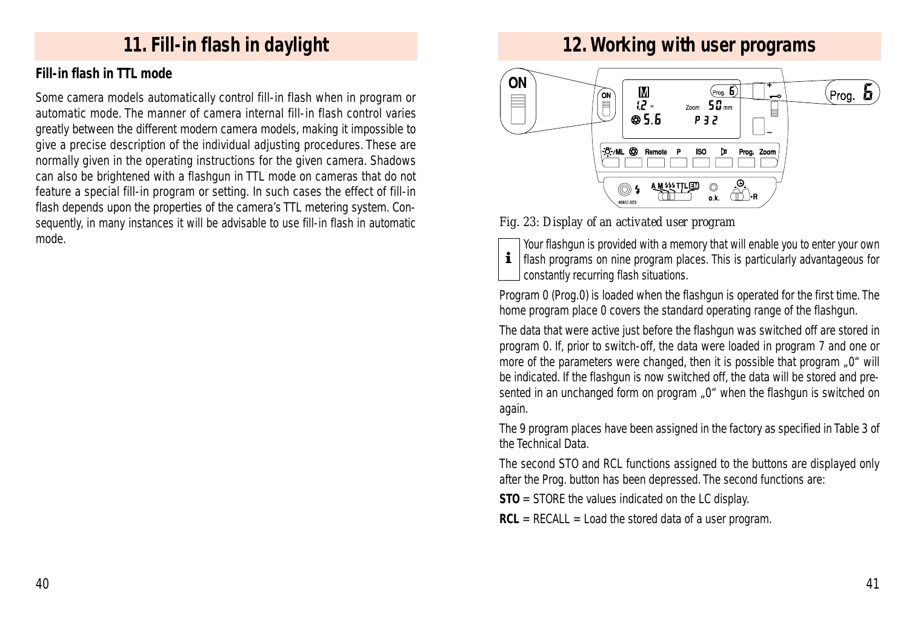# 11. Fill-in flash in daylight

### Fill-in flash in TTL mode

Some camera models automatically control fill-in flash when in program or automatic mode. The manner of camera internal fill-in flash control varies greatly between the different modern camera models, making it impossible to give a precise description of the individual adjusting procedures. These are normally given in the operating instructions for the given camera. Shadows can also be brightened with a flashgun in TTL mode on cameras that do not feature a special fill-in program or setting. In such cases the effect of fill-in flash depends upon the properties of the camera's TTL metering system. Consequently, in many instances it will be advisable to use fill-in flash in automatic mode.

# 12. Working with user programs

*Fig. 23: Display of an activated user program*

Your flashgun is provided with a memory that will enable you to enter your own flash programs on nine program places. This is particularly advantageous for constantly recurring flash situations.

Program 0 (Prog.0) is loaded when the flashgun is operated for the first time. The home program place 0 covers the standard operating range of the flashgun.

The data that were active just before the flashgun was switched off are stored in program 0. If, prior to switch-off, the data were loaded in program 7 and one or more of the parameters were changed, then it is possible that program „0" will be indicated. If the flashgun is now switched off, the data will be stored and presented in an unchanged form on program „0" when the flashgun is switched on again.

The 9 program places have been assigned in the factory as specified in Table 3 of the Technical Data.

The second STO and RCL functions assigned to the buttons are displayed only after the Prog. button has been depressed. The second functions are:

**STO** = STORE the values indicated on the LC display.

**RCL** = RECALL = Load the stored data of a user program.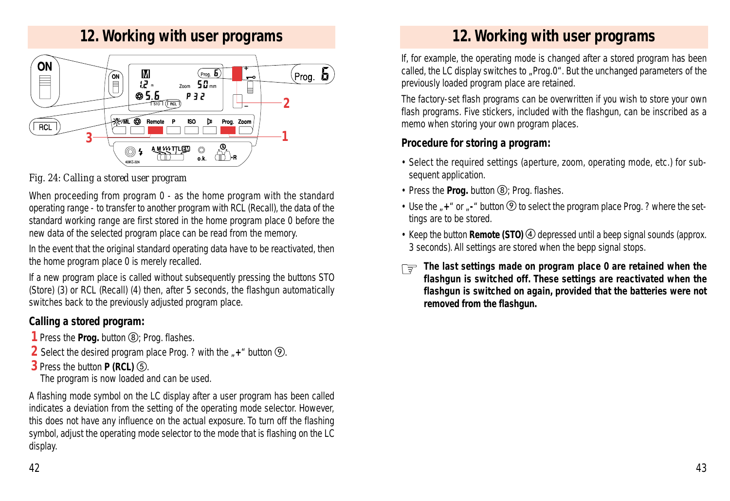# 12. Working with user programs

Fig. 24: Calling a stored user program

When proceeding from program 0 - as the home program with the standard operating range - to transfer to another program with RCL (Recall), the data of the standard working range are first stored in the home program place 0 before the new data of the selected program place can be read from the memory.

In the event that the original standard operating data have to be reactivated, then the home program place 0 is merely recalled.

If a new program place is called without subsequently pressing the buttons STO (Store) (3) or RCL (Recall) (4) then, after 5 seconds, the flashgun automatically switches back to the previously adjusted program place.

### Calling a stored program:

1 Press the **Prog.** button ⑧; Prog. flashes.

2 Select the desired program place Prog. ? with the „**+**“ button ⑨.

3 Press the button **P (RCL)** ⑤.
The program is now loaded and can be used.

A flashing mode symbol on the LC display after a user program has been called indicates a deviation from the setting of the operating mode selector. However, this does not have any influence on the actual exposure. To turn off the flashing symbol, adjust the operating mode selector to the mode that is flashing on the LC display.

# 12. Working with user programs

If, for example, the operating mode is changed after a stored program has been called, the LC display switches to „Prog.0“. But the unchanged parameters of the previously loaded program place are retained.

The factory-set flash programs can be overwritten if you wish to store your own flash programs. Five stickers, included with the flashgun, can be inscribed as a memo when storing your own program places.

### Procedure for storing a program:

- Select the required settings (aperture, zoom, operating mode, etc.) for subsequent application.
- Press the **Prog.** button ⑧; Prog. flashes.
- Use the „**+**“ or „**-**“ button ⑨ to select the program place Prog. ? where the settings are to be stored.
- Keep the button **Remote (STO)** ④ depressed until a beep signal sounds (approx. 3 seconds). All settings are stored when the bepp signal stops.

☞ **The last settings made on program place 0 are retained when the flashgun is switched off. These settings are reactivated when the flashgun is switched on again, provided that the batteries were not removed from the flashgun.**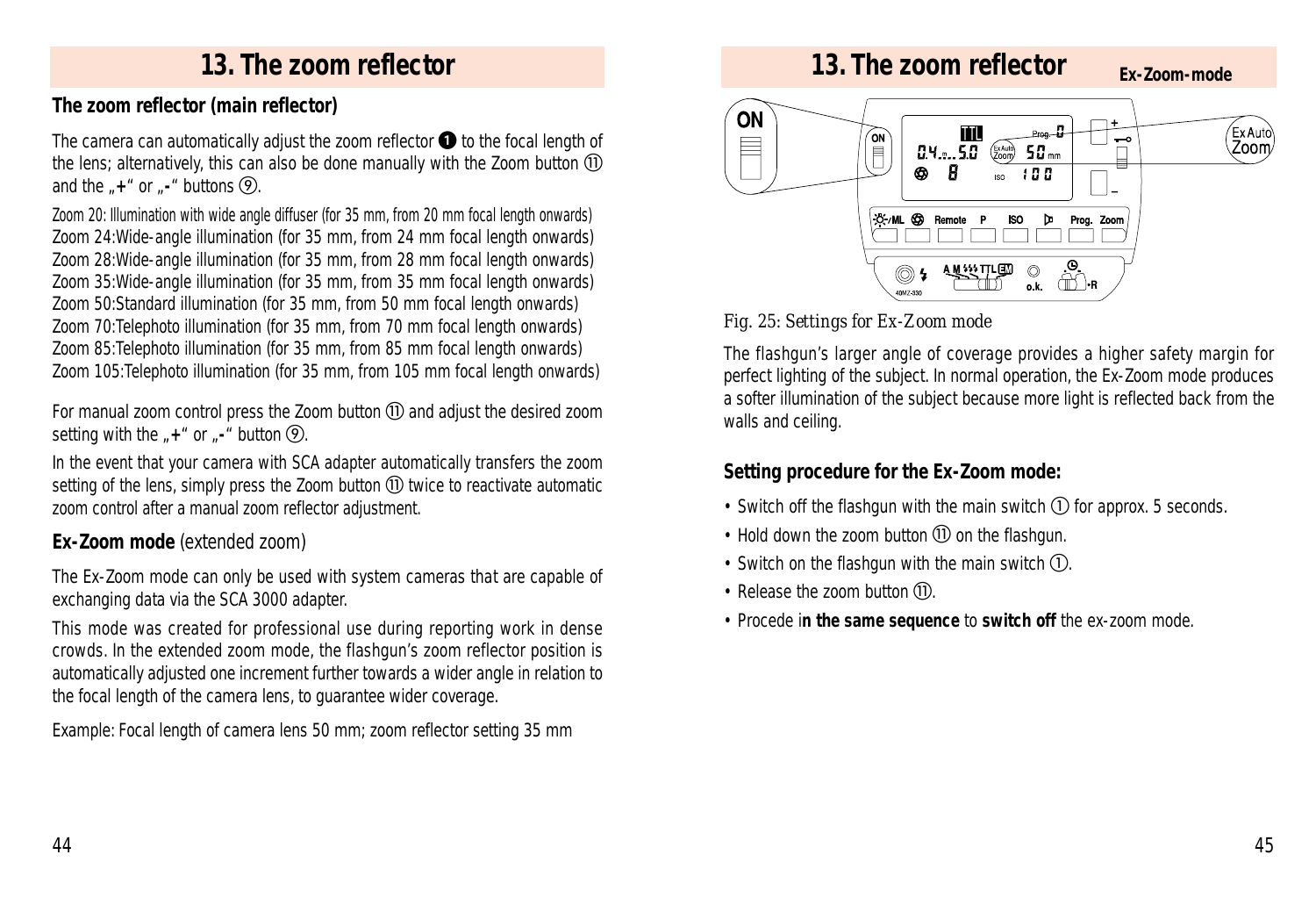# 13. The zoom reflector

## The zoom reflector (main reflector)

The camera can automatically adjust the zoom reflector ❶ to the focal length of the lens; alternatively, this can also be done manually with the Zoom button ⑪ and the „+" or „-" buttons ⑨.

Zoom 20: Illumination with wide angle diffuser (for 35 mm, from 20 mm focal length onwards)
Zoom 24:Wide-angle illumination (for 35 mm, from 24 mm focal length onwards)
Zoom 28:Wide-angle illumination (for 35 mm, from 28 mm focal length onwards)
Zoom 35:Wide-angle illumination (for 35 mm, from 35 mm focal length onwards)
Zoom 50:Standard illumination (for 35 mm, from 50 mm focal length onwards)
Zoom 70:Telephoto illumination (for 35 mm, from 70 mm focal length onwards)
Zoom 85:Telephoto illumination (for 35 mm, from 85 mm focal length onwards)
Zoom 105:Telephoto illumination (for 35 mm, from 105 mm focal length onwards)

For manual zoom control press the Zoom button ⑪ and adjust the desired zoom setting with the „+" or „-" button ⑨.

In the event that your camera with SCA adapter automatically transfers the zoom setting of the lens, simply press the Zoom button ⑪ twice to reactivate automatic zoom control after a manual zoom reflector adjustment.

## **Ex-Zoom mode** (extended zoom)

The Ex-Zoom mode can only be used with system cameras that are capable of exchanging data via the SCA 3000 adapter.

This mode was created for professional use during reporting work in dense crowds. In the extended zoom mode, the flashgun's zoom reflector position is automatically adjusted one increment further towards a wider angle in relation to the focal length of the camera lens, to guarantee wider coverage.

Example: Focal length of camera lens 50 mm; zoom reflector setting 35 mm

# 13. The zoom reflector

**Ex-Zoom-mode**

Fig. 25: Settings for Ex-Zoom mode

The flashgun's larger angle of coverage provides a higher safety margin for perfect lighting of the subject. In normal operation, the Ex-Zoom mode produces a softer illumination of the subject because more light is reflected back from the walls and ceiling.

## Setting procedure for the Ex-Zoom mode:

- Switch off the flashgun with the main switch ① for approx. 5 seconds.
- Hold down the zoom button ⑪ on the flashgun.
- Switch on the flashgun with the main switch ①.
- Release the zoom button ⑪.
- Procede i**n the same sequence** to **switch off** the ex-zoom mode.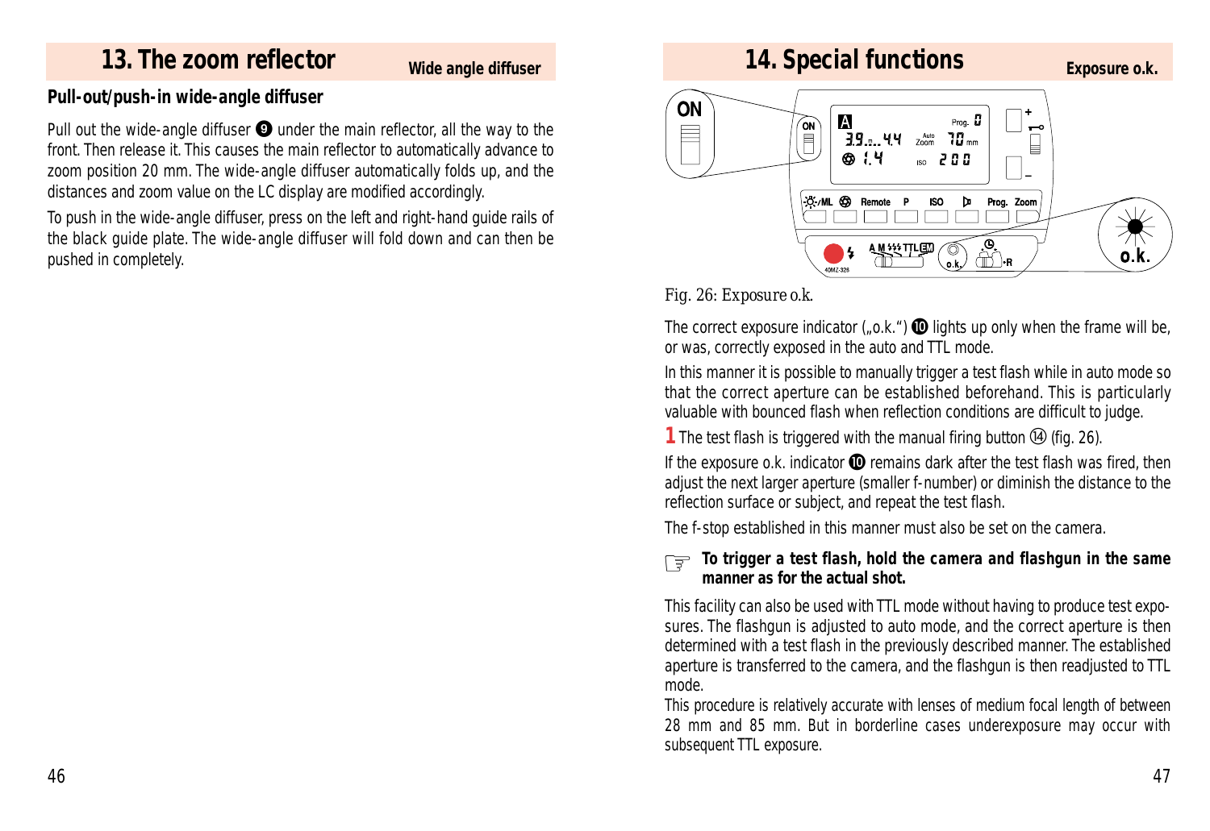## 13. The zoom reflector

**Wide angle diffuser**

### Pull-out/push-in wide-angle diffuser

Pull out the wide-angle diffuser ❾ under the main reflector, all the way to the front. Then release it. This causes the main reflector to automatically advance to zoom position 20 mm. The wide-angle diffuser automatically folds up, and the distances and zoom value on the LC display are modified accordingly.

To push in the wide-angle diffuser, press on the left and right-hand guide rails of the black guide plate. The wide-angle diffuser will fold down and can then be pushed in completely.

## 14. Special functions

**Exposure o.k.**

Fig. 26: Exposure o.k.

The correct exposure indicator („o.k.") ❿ lights up only when the frame will be, or was, correctly exposed in the auto and TTL mode.

In this manner it is possible to manually trigger a test flash while in auto mode so that the correct aperture can be established beforehand. This is particularly valuable with bounced flash when reflection conditions are difficult to judge.

**1** The test flash is triggered with the manual firing button ⑭ (fig. 26).

If the exposure o.k. indicator ❿ remains dark after the test flash was fired, then adjust the next larger aperture (smaller f-number) or diminish the distance to the reflection surface or subject, and repeat the test flash.

The f-stop established in this manner must also be set on the camera.

☞ **To trigger a test flash, hold the camera and flashgun in the same manner as for the actual shot.**

This facility can also be used with TTL mode without having to produce test exposures. The flashgun is adjusted to auto mode, and the correct aperture is then determined with a test flash in the previously described manner. The established aperture is transferred to the camera, and the flashgun is then readjusted to TTL mode.
This procedure is relatively accurate with lenses of medium focal length of between 28 mm and 85 mm. But in borderline cases underexposure may occur with subsequent TTL exposure.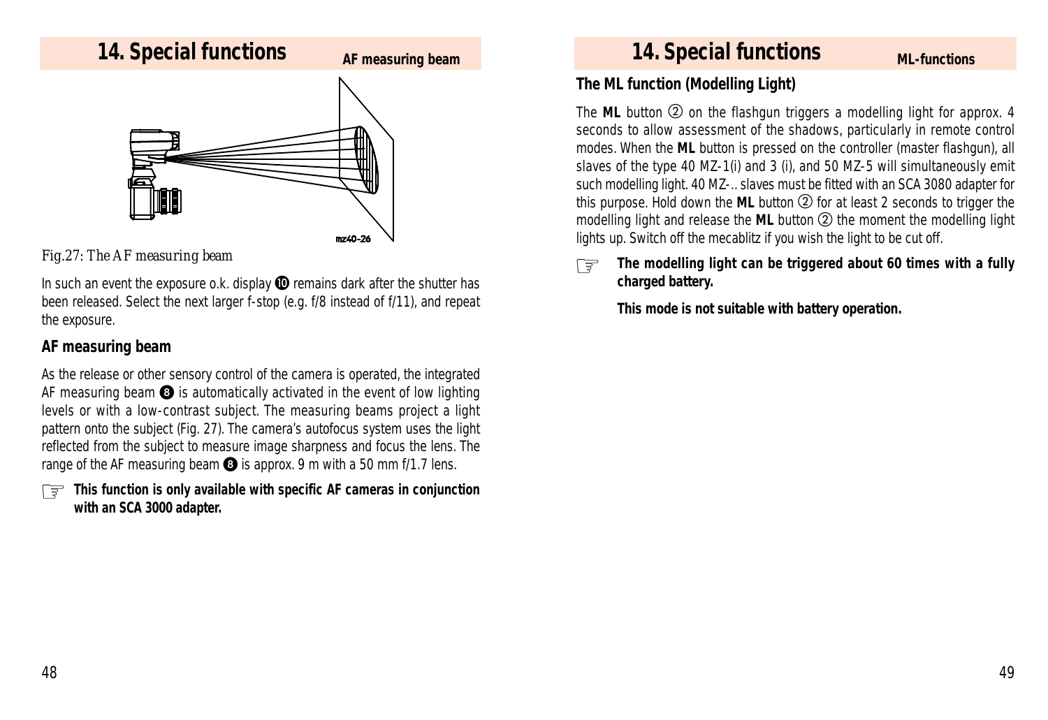# 14. Special functions

**AF measuring beam**

Fig.27: The AF measuring beam

In such an event the exposure o.k. display ❿ remains dark after the shutter has been released. Select the next larger f-stop (e.g. f/8 instead of f/11), and repeat the exposure.

## AF measuring beam

As the release or other sensory control of the camera is operated, the integrated AF measuring beam ❽ is automatically activated in the event of low lighting levels or with a low-contrast subject. The measuring beams project a light pattern onto the subject (Fig. 27). The camera's autofocus system uses the light reflected from the subject to measure image sharpness and focus the lens. The range of the AF measuring beam ❽ is approx. 9 m with a 50 mm f/1.7 lens.

☞ **This function is only available with specific AF cameras in conjunction with an SCA 3000 adapter.**

# 14. Special functions

**ML-functions**

## The ML function (Modelling Light)

The **ML** button ② on the flashgun triggers a modelling light for approx. 4 seconds to allow assessment of the shadows, particularly in remote control modes. When the **ML** button is pressed on the controller (master flashgun), all slaves of the type 40 MZ-1(i) and 3 (i), and 50 MZ-5 will simultaneously emit such modelling light. 40 MZ-.. slaves must be fitted with an SCA 3080 adapter for this purpose. Hold down the **ML** button ② for at least 2 seconds to trigger the modelling light and release the **ML** button ② the moment the modelling light lights up. Switch off the mecablitz if you wish the light to be cut off.

☞ **The modelling light can be triggered about 60 times with a fully charged battery.**

**This mode is not suitable with battery operation.**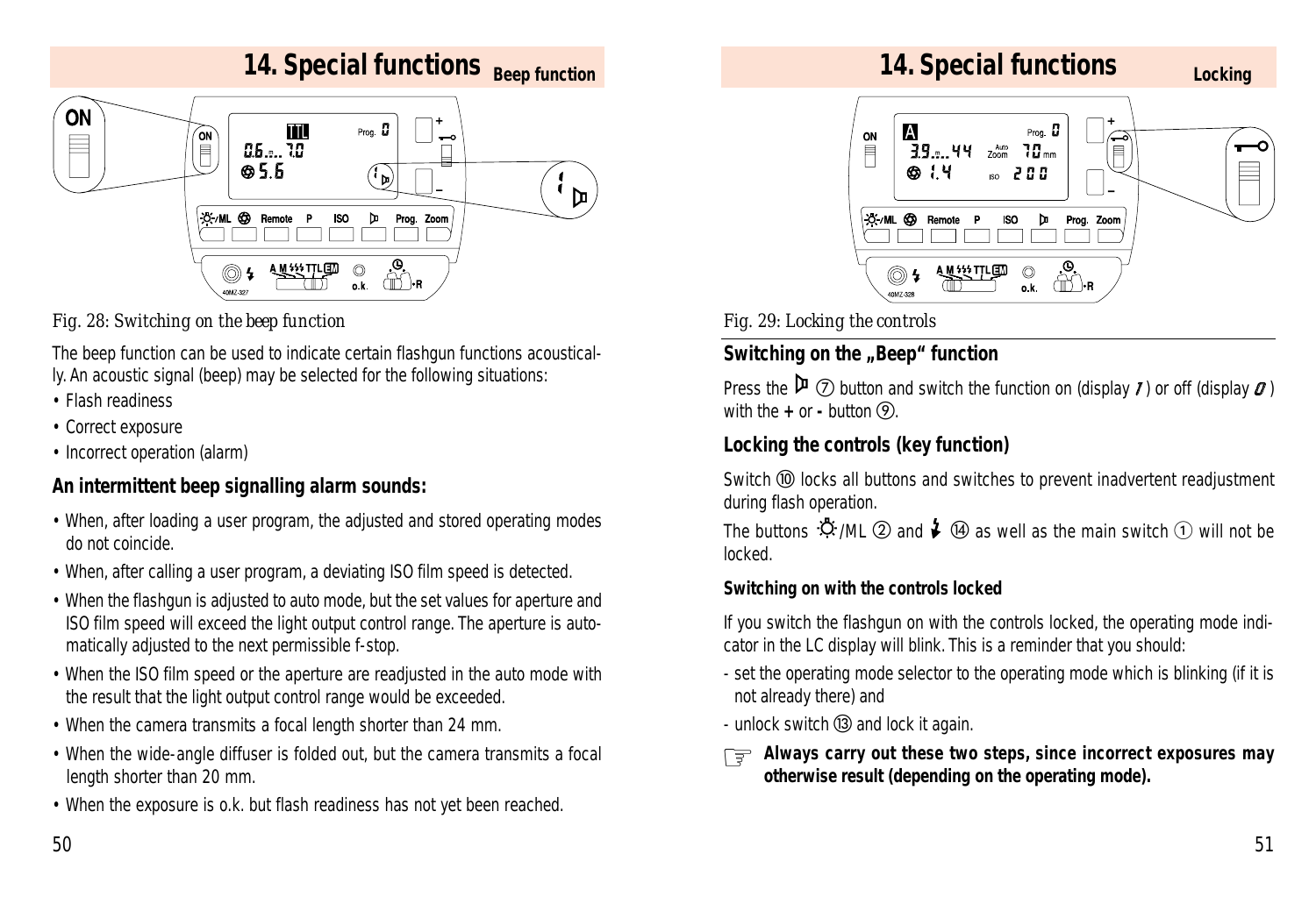# 14. Special functions

## Beep function

Fig. 28: Switching on the beep function

The beep function can be used to indicate certain flashgun functions acoustically. An acoustic signal (beep) may be selected for the following situations:

- Flash readiness
- Correct exposure
- Incorrect operation (alarm)

### An intermittent beep signalling alarm sounds:

- When, after loading a user program, the adjusted and stored operating modes do not coincide.
- When, after calling a user program, a deviating ISO film speed is detected.
- When the flashgun is adjusted to auto mode, but the set values for aperture and ISO film speed will exceed the light output control range. The aperture is automatically adjusted to the next permissible f-stop.
- When the ISO film speed or the aperture are readjusted in the auto mode with the result that the light output control range would be exceeded.
- When the camera transmits a focal length shorter than 24 mm.
- When the wide-angle diffuser is folded out, but the camera transmits a focal length shorter than 20 mm.
- When the exposure is o.k. but flash readiness has not yet been reached.

# 14. Special functions

## Locking

Fig. 29: Locking the controls

### Switching on the „Beep“ function

Press the ⑦ button and switch the function on (display 1) or off (display 0) with the **+** or **-** button ⑨.

### Locking the controls (key function)

Switch ⑩ locks all buttons and switches to prevent inadvertent readjustment during flash operation.

The buttons /ML ② and ⑭ as well as the main switch ① will not be locked.

#### Switching on with the controls locked

If you switch the flashgun on with the controls locked, the operating mode indicator in the LC display will blink. This is a reminder that you should:

- set the operating mode selector to the operating mode which is blinking (if it is not already there) and
- unlock switch ⑬ and lock it again.

☞ **Always carry out these two steps, since incorrect exposures may otherwise result (depending on the operating mode).**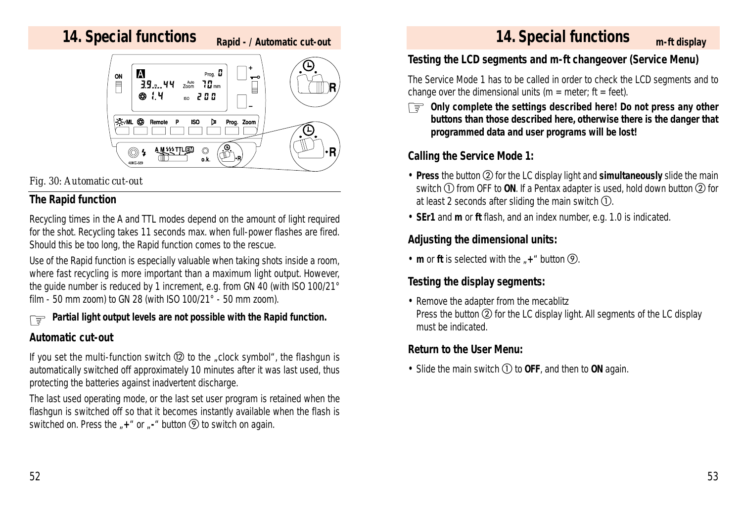# 14. Special functions

Rapid - / Automatic cut-out

Fig. 30: Automatic cut-out

### The Rapid function

Recycling times in the A and TTL modes depend on the amount of light required for the shot. Recycling takes 11 seconds max. when full-power flashes are fired. Should this be too long, the Rapid function comes to the rescue.

Use of the Rapid function is especially valuable when taking shots inside a room, where fast recycling is more important than a maximum light output. However, the guide number is reduced by 1 increment, e.g. from GN 40 (with ISO 100/21° film - 50 mm zoom) to GN 28 (with ISO 100/21° - 50 mm zoom).

☞ **Partial light output levels are not possible with the Rapid function.**

### Automatic cut-out

If you set the multi-function switch ⑫ to the „clock symbol", the flashgun is automatically switched off approximately 10 minutes after it was last used, thus protecting the batteries against inadvertent discharge.

The last used operating mode, or the last set user program is retained when the flashgun is switched off so that it becomes instantly available when the flash is switched on. Press the „+" or „-" button ⑨ to switch on again.

# 14. Special functions

m-ft display

### Testing the LCD segments and m-ft changeover (Service Menu)

The Service Mode 1 has to be called in order to check the LCD segments and to change over the dimensional units (m = meter; ft = feet).

☞ **Only complete the settings described here! Do not press any other buttons than those described here, otherwise there is the danger that programmed data and user programs will be lost!**

### Calling the Service Mode 1:

- **Press** the button ② for the LC display light and **simultaneously** slide the main switch ① from OFF to **ON**. If a Pentax adapter is used, hold down button ② for at least 2 seconds after sliding the main switch ①.
- **SEr1** and **m** or **ft** flash, and an index number, e.g. 1.0 is indicated.

### Adjusting the dimensional units:

- **m** or **ft** is selected with the „**+**" button ⑨.

### Testing the display segments:

- Remove the adapter from the mecablitz
  Press the button ② for the LC display light. All segments of the LC display must be indicated.

### Return to the User Menu:

- Slide the main switch ① to **OFF**, and then to **ON** again.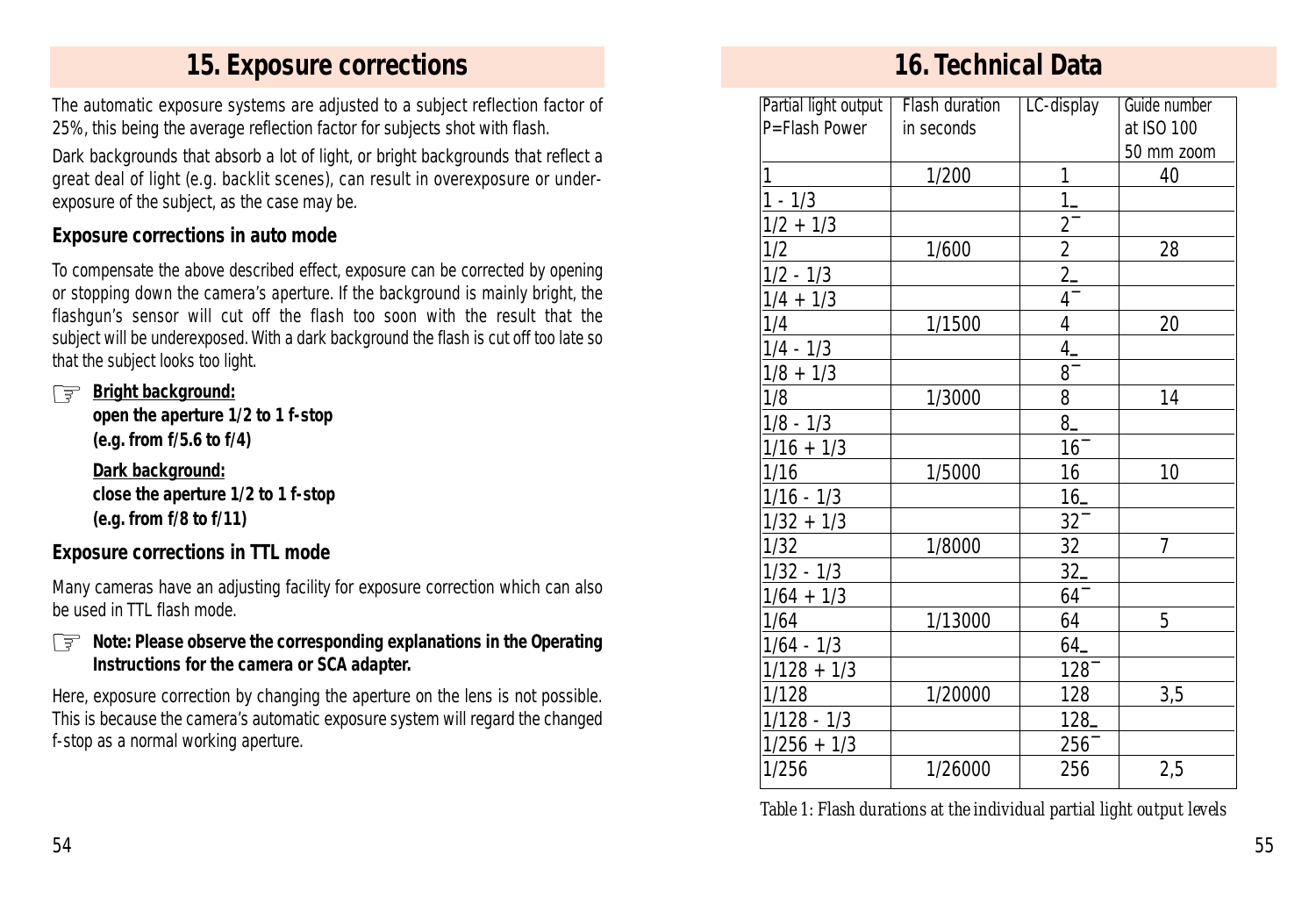## 15. Exposure corrections

The automatic exposure systems are adjusted to a subject reflection factor of 25%, this being the average reflection factor for subjects shot with flash.

Dark backgrounds that absorb a lot of light, or bright backgrounds that reflect a great deal of light (e.g. backlit scenes), can result in overexposure or underexposure of the subject, as the case may be.

### Exposure corrections in auto mode

To compensate the above described effect, exposure can be corrected by opening or stopping down the camera's aperture. If the background is mainly bright, the flashgun's sensor will cut off the flash too soon with the result that the subject will be underexposed. With a dark background the flash is cut off too late so that the subject looks too light.

☞ **Bright background:**
**open the aperture 1/2 to 1 f-stop**
**(e.g. from f/5.6 to f/4)**

**Dark background:**
**close the aperture 1/2 to 1 f-stop**
**(e.g. from f/8 to f/11)**

### Exposure corrections in TTL mode

Many cameras have an adjusting facility for exposure correction which can also be used in TTL flash mode.

☞ **Note: Please observe the corresponding explanations in the Operating Instructions for the camera or SCA adapter.**

Here, exposure correction by changing the aperture on the lens is not possible. This is because the camera's automatic exposure system will regard the changed f-stop as a normal working aperture.

## 16. Technical Data

| Partial light output P=Flash Power | Flash duration in seconds | LC-display | Guide number at ISO 100 50 mm zoom |
|---|---|---|---|
| 1 | 1/200 | 1 | 40 |
| 1 - 1/3 | | 1_ | |
| 1/2 + 1/3 | | 2¯ | |
| 1/2 | 1/600 | 2 | 28 |
| 1/2 - 1/3 | | 2_ | |
| 1/4 + 1/3 | | 4¯ | |
| 1/4 | 1/1500 | 4 | 20 |
| 1/4 - 1/3 | | 4_ | |
| 1/8 + 1/3 | | 8¯ | |
| 1/8 | 1/3000 | 8 | 14 |
| 1/8 - 1/3 | | 8_ | |
| 1/16 + 1/3 | | 16¯ | |
| 1/16 | 1/5000 | 16 | 10 |
| 1/16 - 1/3 | | 16_ | |
| 1/32 + 1/3 | | 32¯ | |
| 1/32 | 1/8000 | 32 | 7 |
| 1/32 - 1/3 | | 32_ | |
| 1/64 + 1/3 | | 64¯ | |
| 1/64 | 1/13000 | 64 | 5 |
| 1/64 - 1/3 | | 64_ | |
| 1/128 + 1/3 | | 128¯ | |
| 1/128 | 1/20000 | 128 | 3,5 |
| 1/128 - 1/3 | | 128_ | |
| 1/256 + 1/3 | | 256¯ | |
| 1/256 | 1/26000 | 256 | 2,5 |

*Table 1: Flash durations at the individual partial light output levels*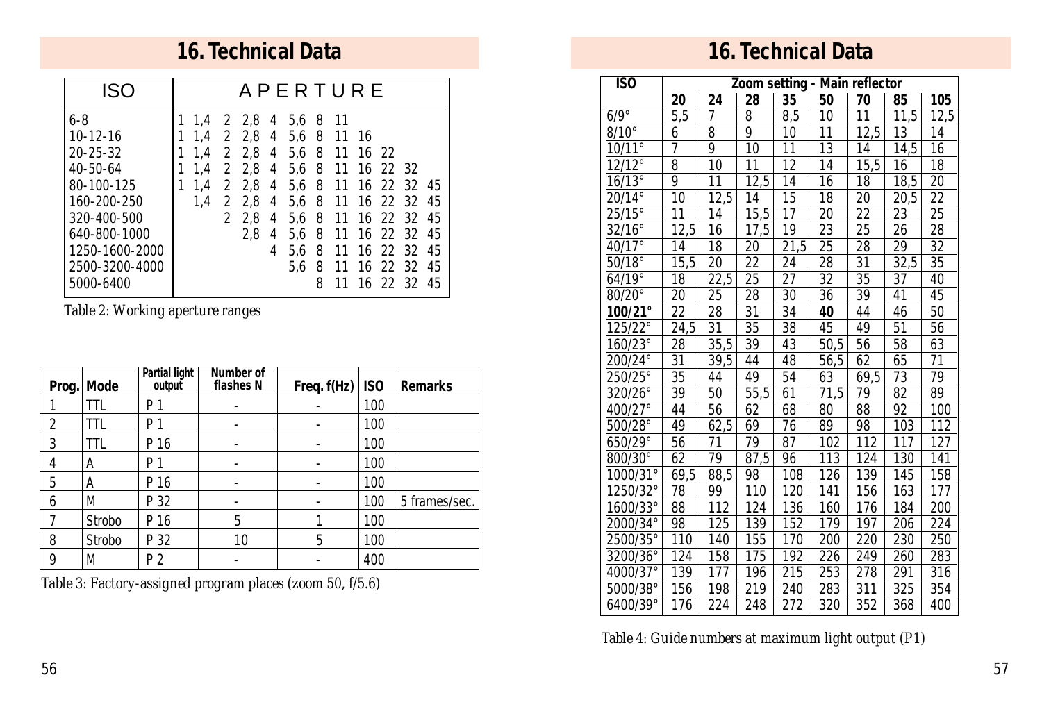# 16. Technical Data

| ISO | APERTURE | | | | | | | | | | | |
|---|---|---|---|---|---|---|---|---|---|---|---|---|
| 6-8 | 1 | 1,4 | 2 | 2,8 | 4 | 5,6 | 8 | 11 | | | | |
| 10-12-16 | 1 | 1,4 | 2 | 2,8 | 4 | 5,6 | 8 | 11 | 16 | | | |
| 20-25-32 | 1 | 1,4 | 2 | 2,8 | 4 | 5,6 | 8 | 11 | 16 | 22 | | |
| 40-50-64 | 1 | 1,4 | 2 | 2,8 | 4 | 5,6 | 8 | 11 | 16 | 22 | 32 | |
| 80-100-125 | 1 | 1,4 | 2 | 2,8 | 4 | 5,6 | 8 | 11 | 16 | 22 | 32 | 45 |
| 160-200-250 | | 1,4 | 2 | 2,8 | 4 | 5,6 | 8 | 11 | 16 | 22 | 32 | 45 |
| 320-400-500 | | | 2 | 2,8 | 4 | 5,6 | 8 | 11 | 16 | 22 | 32 | 45 |
| 640-800-1000 | | | | 2,8 | 4 | 5,6 | 8 | 11 | 16 | 22 | 32 | 45 |
| 1250-1600-2000 | | | | | 4 | 5,6 | 8 | 11 | 16 | 22 | 32 | 45 |
| 2500-3200-4000 | | | | | | 5,6 | 8 | 11 | 16 | 22 | 32 | 45 |
| 5000-6400 | | | | | | | 8 | 11 | 16 | 22 | 32 | 45 |

*Table 2: Working aperture ranges*

| Prog. | Mode | Partial light output | Number of flashes N | Freq. f(Hz) | ISO | Remarks |
|---|---|---|---|---|---|---|
| 1 | TTL | P 1 | - | - | 100 | |
| 2 | TTL | P 1 | - | - | 100 | |
| 3 | TTL | P 16 | - | - | 100 | |
| 4 | A | P 1 | - | - | 100 | |
| 5 | A | P 16 | - | - | 100 | |
| 6 | M | P 32 | - | - | 100 | 5 frames/sec. |
| 7 | Strobo | P 16 | 5 | 1 | 100 | |
| 8 | Strobo | P 32 | 10 | 5 | 100 | |
| 9 | M | P 2 | - | - | 400 | |

*Table 3: Factory-assigned program places (zoom 50, f/5.6)*

# 16. Technical Data

| ISO | Zoom setting - Main reflector | | | | | | | |
|---|---|---|---|---|---|---|---|---|
| | 20 | 24 | 28 | 35 | 50 | 70 | 85 | 105 |
| 6/9° | 5,5 | 7 | 8 | 8,5 | 10 | 11 | 11,5 | 12,5 |
| 8/10° | 6 | 8 | 9 | 10 | 11 | 12,5 | 13 | 14 |
| 10/11° | 7 | 9 | 10 | 11 | 13 | 14 | 14,5 | 16 |
| 12/12° | 8 | 10 | 11 | 12 | 14 | 15,5 | 16 | 18 |
| 16/13° | 9 | 11 | 12,5 | 14 | 16 | 18 | 18,5 | 20 |
| 20/14° | 10 | 12,5 | 14 | 15 | 18 | 20 | 20,5 | 22 |
| 25/15° | 11 | 14 | 15,5 | 17 | 20 | 22 | 23 | 25 |
| 32/16° | 12,5 | 16 | 17,5 | 19 | 23 | 25 | 26 | 28 |
| 40/17° | 14 | 18 | 20 | 21,5 | 25 | 28 | 29 | 32 |
| 50/18° | 15,5 | 20 | 22 | 24 | 28 | 31 | 32,5 | 35 |
| 64/19° | 18 | 22,5 | 25 | 27 | 32 | 35 | 37 | 40 |
| 80/20° | 20 | 25 | 28 | 30 | 36 | 39 | 41 | 45 |
| **100/21°** | 22 | 28 | 31 | 34 | **40** | 44 | 46 | 50 |
| 125/22° | 24,5 | 31 | 35 | 38 | 45 | 49 | 51 | 56 |
| 160/23° | 28 | 35,5 | 39 | 43 | 50,5 | 56 | 58 | 63 |
| 200/24° | 31 | 39,5 | 44 | 48 | 56,5 | 62 | 65 | 71 |
| 250/25° | 35 | 44 | 49 | 54 | 63 | 69,5 | 73 | 79 |
| 320/26° | 39 | 50 | 55,5 | 61 | 71,5 | 79 | 82 | 89 |
| 400/27° | 44 | 56 | 62 | 68 | 80 | 88 | 92 | 100 |
| 500/28° | 49 | 62,5 | 69 | 76 | 89 | 98 | 103 | 112 |
| 650/29° | 56 | 71 | 79 | 87 | 102 | 112 | 117 | 127 |
| 800/30° | 62 | 79 | 87,5 | 96 | 113 | 124 | 130 | 141 |
| 1000/31° | 69,5 | 88,5 | 98 | 108 | 126 | 139 | 145 | 158 |
| 1250/32° | 78 | 99 | 110 | 120 | 141 | 156 | 163 | 177 |
| 1600/33° | 88 | 112 | 124 | 136 | 160 | 176 | 184 | 200 |
| 2000/34° | 98 | 125 | 139 | 152 | 179 | 197 | 206 | 224 |
| 2500/35° | 110 | 140 | 155 | 170 | 200 | 220 | 230 | 250 |
| 3200/36° | 124 | 158 | 175 | 192 | 226 | 249 | 260 | 283 |
| 4000/37° | 139 | 177 | 196 | 215 | 253 | 278 | 291 | 316 |
| 5000/38° | 156 | 198 | 219 | 240 | 283 | 311 | 325 | 354 |
| 6400/39° | 176 | 224 | 248 | 272 | 320 | 352 | 368 | 400 |

*Table 4: Guide numbers at maximum light output (P1)*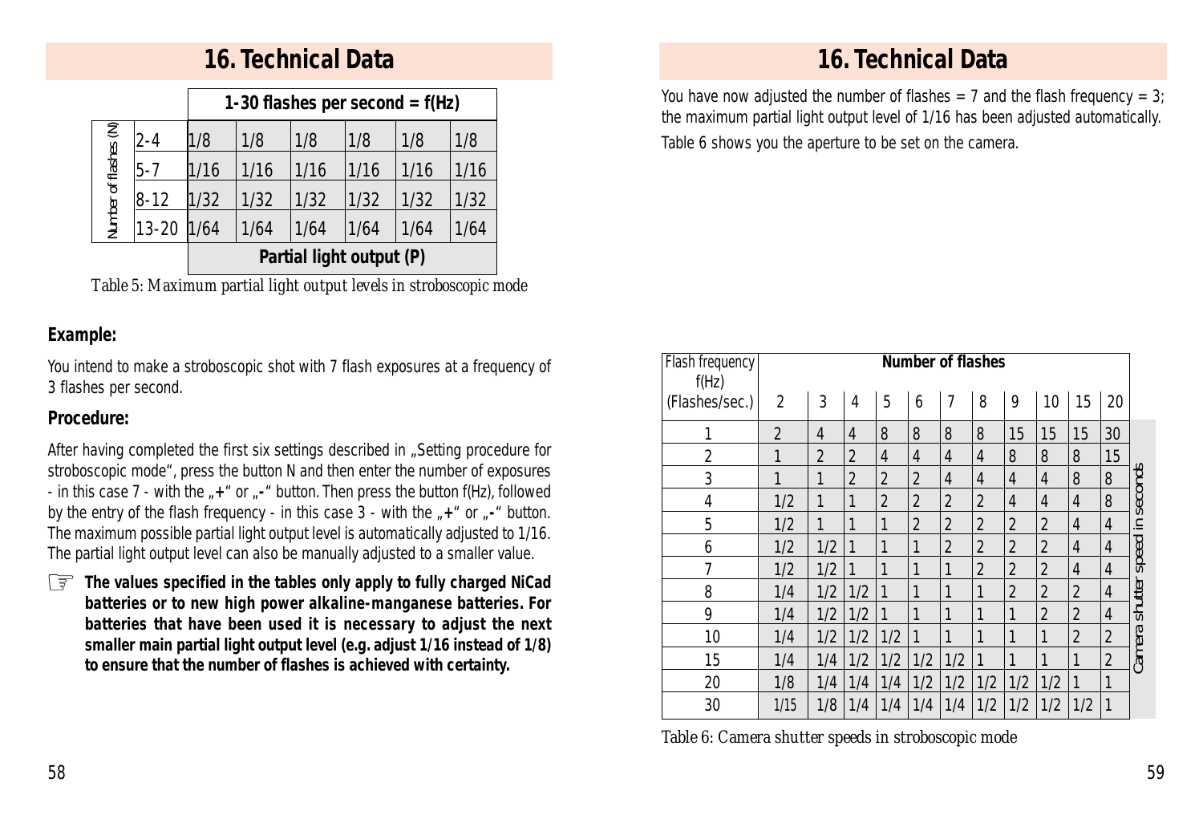## 16. Technical Data

| | | 1-30 flashes per second = f(Hz) | | | | | |
|---|---|---|---|---|---|---|---|
| Number of flashes (N) | 2-4 | 1/8 | 1/8 | 1/8 | 1/8 | 1/8 | 1/8 |
| | 5-7 | 1/16 | 1/16 | 1/16 | 1/16 | 1/16 | 1/16 |
| | 8-12 | 1/32 | 1/32 | 1/32 | 1/32 | 1/32 | 1/32 |
| | 13-20 | 1/64 | 1/64 | 1/64 | 1/64 | 1/64 | 1/64 |
| | | Partial light output (P) | | | | | |

*Table 5: Maximum partial light output levels in stroboscopic mode*

### Example:

You intend to make a stroboscopic shot with 7 flash exposures at a frequency of 3 flashes per second.

### Procedure:

After having completed the first six settings described in „Setting procedure for stroboscopic mode", press the button N and then enter the number of exposures - in this case 7 - with the „**+**" or „**-**" button. Then press the button f(Hz), followed by the entry of the flash frequency - in this case 3 - with the „**+**" or „**-**" button. The maximum possible partial light output level is automatically adjusted to 1/16. The partial light output level can also be manually adjusted to a smaller value.

☞ **The values specified in the tables only apply to fully charged NiCad batteries or to new high power alkaline-manganese batteries. For batteries that have been used it is necessary to adjust the next smaller main partial light output level (e.g. adjust 1/16 instead of 1/8) to ensure that the number of flashes is achieved with certainty.**

You have now adjusted the number of flashes = 7 and the flash frequency = 3; the maximum partial light output level of 1/16 has been adjusted automatically. Table 6 shows you the aperture to be set on the camera.

| Flash frequency f(Hz) (Flashes/sec.) | Number of flashes 2 | 3 | 4 | 5 | 6 | 7 | 8 | 9 | 10 | 15 | 20 |
|---|---|---|---|---|---|---|---|---|---|---|---|
| 1 | 2 | 4 | 4 | 8 | 8 | 8 | 8 | 15 | 15 | 15 | 30 |
| 2 | 1 | 2 | 2 | 4 | 4 | 4 | 4 | 8 | 8 | 8 | 15 |
| 3 | 1 | 1 | 2 | 2 | 2 | 4 | 4 | 4 | 4 | 8 | 8 |
| 4 | 1/2 | 1 | 1 | 2 | 2 | 2 | 2 | 4 | 4 | 4 | 8 |
| 5 | 1/2 | 1 | 1 | 1 | 2 | 2 | 2 | 2 | 2 | 4 | 4 |
| 6 | 1/2 | 1/2 | 1 | 1 | 1 | 2 | 2 | 2 | 2 | 4 | 4 |
| 7 | 1/2 | 1/2 | 1 | 1 | 1 | 1 | 2 | 2 | 2 | 4 | 4 |
| 8 | 1/4 | 1/2 | 1/2 | 1 | 1 | 1 | 1 | 2 | 2 | 2 | 4 |
| 9 | 1/4 | 1/2 | 1/2 | 1 | 1 | 1 | 1 | 1 | 2 | 2 | 4 |
| 10 | 1/4 | 1/2 | 1/2 | 1/2 | 1 | 1 | 1 | 1 | 1 | 2 | 2 |
| 15 | 1/4 | 1/4 | 1/2 | 1/2 | 1/2 | 1/2 | 1 | 1 | 1 | 1 | 2 |
| 20 | 1/8 | 1/4 | 1/4 | 1/4 | 1/2 | 1/2 | 1/2 | 1/2 | 1/2 | 1 | 1 |
| 30 | 1/15 | 1/8 | 1/4 | 1/4 | 1/4 | 1/4 | 1/2 | 1/2 | 1/2 | 1/2 | 1 |

Camera shutter speed in seconds

*Table 6: Camera shutter speeds in stroboscopic mode*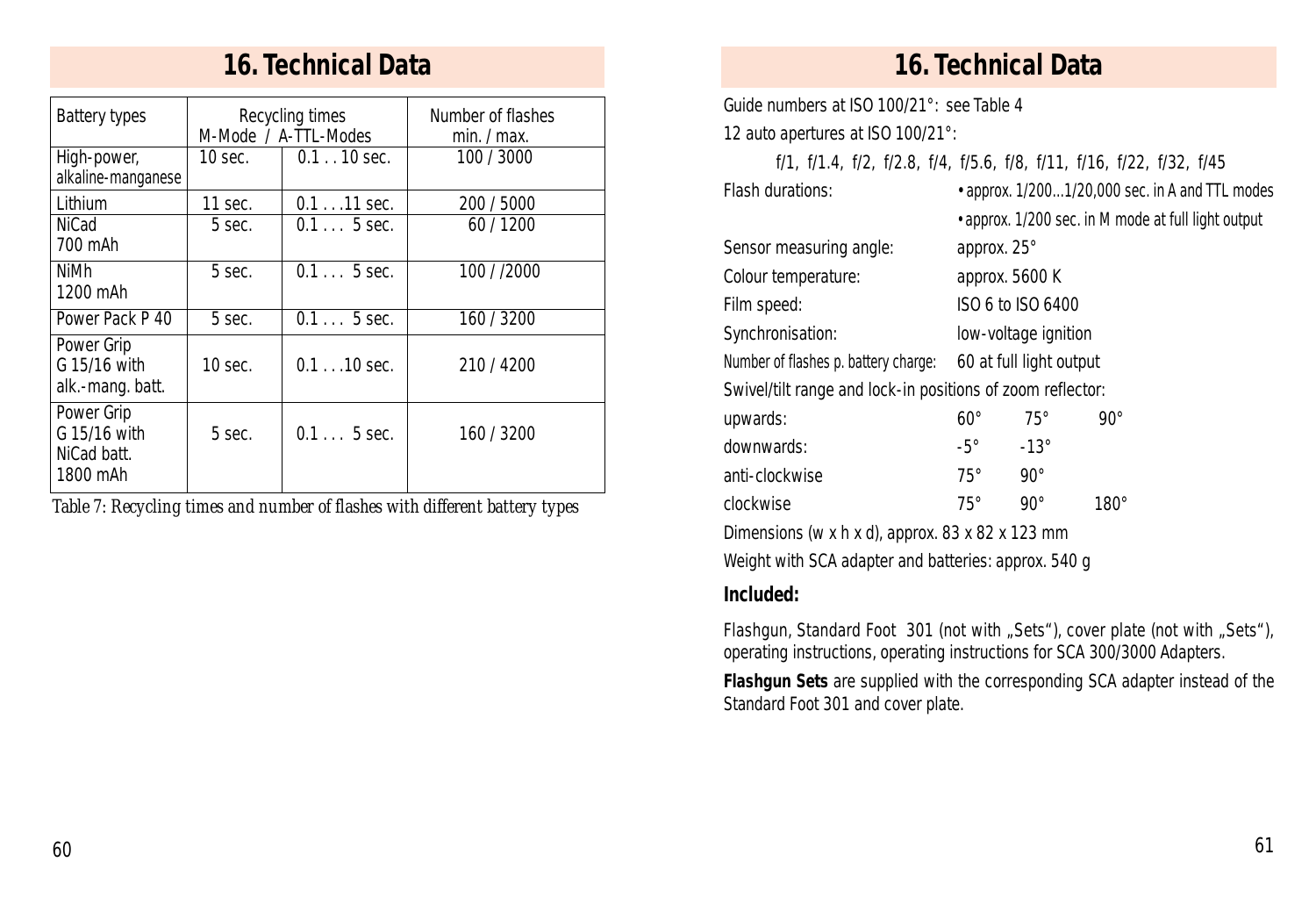# 16. Technical Data

| Battery types | Recycling times M-Mode | A-TTL-Modes | Number of flashes min. / max. |
|---|---|---|---|
| High-power, alkaline-manganese | 10 sec. | 0.1 . . 10 sec. | 100 / 3000 |
| Lithium | 11 sec. | 0.1 . . .11 sec. | 200 / 5000 |
| NiCad 700 mAh | 5 sec. | 0.1 . . . 5 sec. | 60 / 1200 |
| NiMh 1200 mAh | 5 sec. | 0.1 . . . 5 sec. | 100 / /2000 |
| Power Pack P 40 | 5 sec. | 0.1 . . . 5 sec. | 160 / 3200 |
| Power Grip G 15/16 with alk.-mang. batt. | 10 sec. | 0.1 . . .10 sec. | 210 / 4200 |
| Power Grip G 15/16 with NiCad batt. 1800 mAh | 5 sec. | 0.1 . . . 5 sec. | 160 / 3200 |

*Table 7: Recycling times and number of flashes with different battery types*

# 16. Technical Data

Guide numbers at ISO 100/21°: see Table 4

12 auto apertures at ISO 100/21°:

f/1, f/1.4, f/2, f/2.8, f/4, f/5.6, f/8, f/11, f/16, f/22, f/32, f/45

| | | | |
|---|---|---|---|
| Flash durations: | • approx. 1/200...1/20,000 sec. in A and TTL modes | | |
| | • approx. 1/200 sec. in M mode at full light output | | |
| Sensor measuring angle: | approx. 25° | | |
| Colour temperature: | approx. 5600 K | | |
| Film speed: | ISO 6 to ISO 6400 | | |
| Synchronisation: | low-voltage ignition | | |
| Number of flashes p. battery charge: | 60 at full light output | | |

Swivel/tilt range and lock-in positions of zoom reflector:

| | | | |
|---|---|---|---|
| upwards: | 60° | 75° | 90° |
| downwards: | -5° | -13° | |
| anti-clockwise | 75° | 90° | |
| clockwise | 75° | 90° | 180° |

Dimensions (w x h x d), approx. 83 x 82 x 123 mm

Weight with SCA adapter and batteries: approx. 540 g

**Included:**

Flashgun, Standard Foot 301 (not with „Sets"), cover plate (not with „Sets"), operating instructions, operating instructions for SCA 300/3000 Adapters.

**Flashgun Sets** are supplied with the corresponding SCA adapter instead of the Standard Foot 301 and cover plate.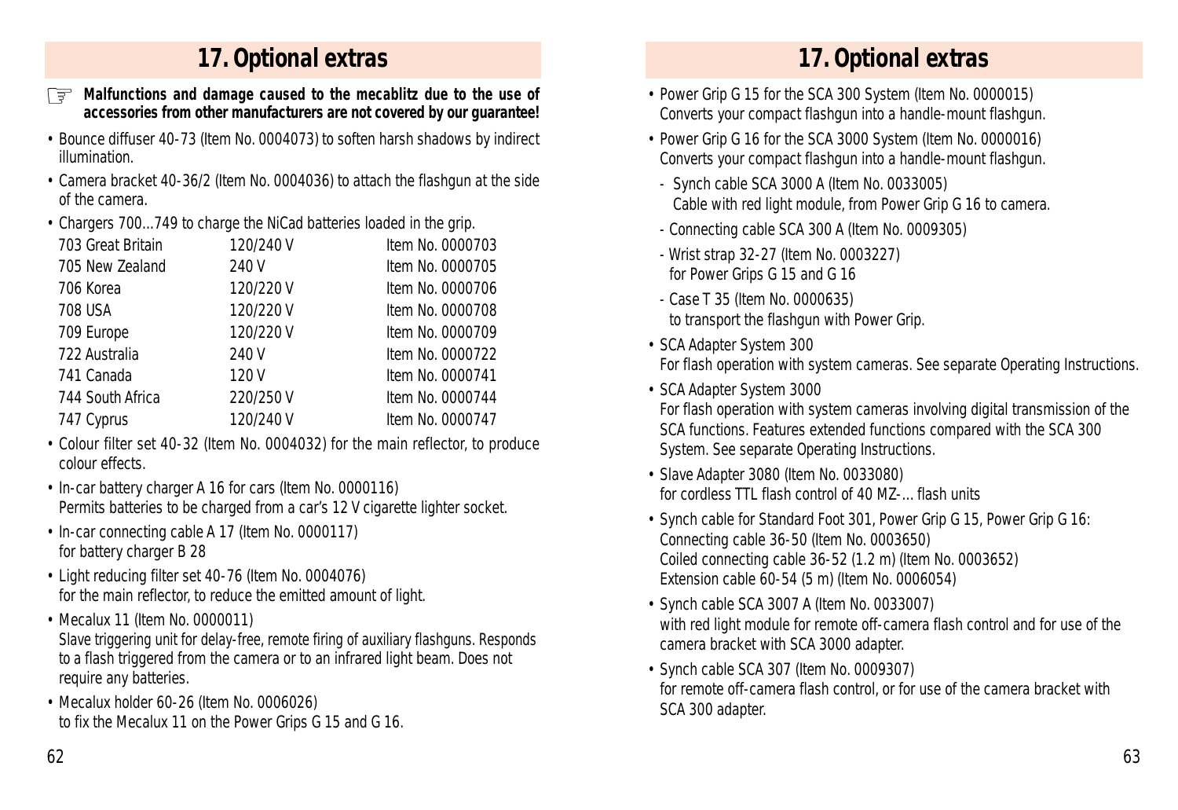# 17. Optional extras

☞ **Malfunctions and damage caused to the mecablitz due to the use of accessories from other manufacturers are not covered by our guarantee!**

- Bounce diffuser 40-73 (Item No. 0004073) to soften harsh shadows by indirect illumination.
- Camera bracket 40-36/2 (Item No. 0004036) to attach the flashgun at the side of the camera.
- Chargers 700...749 to charge the NiCad batteries loaded in the grip.

| | | |
|---|---|---|
| 703 Great Britain | 120/240 V | Item No. 0000703 |
| 705 New Zealand | 240 V | Item No. 0000705 |
| 706 Korea | 120/220 V | Item No. 0000706 |
| 708 USA | 120/220 V | Item No. 0000708 |
| 709 Europe | 120/220 V | Item No. 0000709 |
| 722 Australia | 240 V | Item No. 0000722 |
| 741 Canada | 120 V | Item No. 0000741 |
| 744 South Africa | 220/250 V | Item No. 0000744 |
| 747 Cyprus | 120/240 V | Item No. 0000747 |

- Colour filter set 40-32 (Item No. 0004032) for the main reflector, to produce colour effects.
- In-car battery charger A 16 for cars (Item No. 0000116)
  Permits batteries to be charged from a car's 12 V cigarette lighter socket.
- In-car connecting cable A 17 (Item No. 0000117)
  for battery charger B 28
- Light reducing filter set 40-76 (Item No. 0004076)
  for the main reflector, to reduce the emitted amount of light.
- Mecalux 11 (Item No. 0000011)
  Slave triggering unit for delay-free, remote firing of auxiliary flashguns. Responds to a flash triggered from the camera or to an infrared light beam. Does not require any batteries.
- Mecalux holder 60-26 (Item No. 0006026)
  to fix the Mecalux 11 on the Power Grips G 15 and G 16.

# 17. Optional extras

- Power Grip G 15 for the SCA 300 System (Item No. 0000015)
  Converts your compact flashgun into a handle-mount flashgun.
- Power Grip G 16 for the SCA 3000 System (Item No. 0000016)
  Converts your compact flashgun into a handle-mount flashgun.
  - Synch cable SCA 3000 A (Item No. 0033005)
    Cable with red light module, from Power Grip G 16 to camera.
  - Connecting cable SCA 300 A (Item No. 0009305)
  - Wrist strap 32-27 (Item No. 0003227)
    for Power Grips G 15 and G 16
  - Case T 35 (Item No. 0000635)
    to transport the flashgun with Power Grip.
- SCA Adapter System 300
  For flash operation with system cameras. See separate Operating Instructions.
- SCA Adapter System 3000
  For flash operation with system cameras involving digital transmission of the SCA functions. Features extended functions compared with the SCA 300 System. See separate Operating Instructions.
- Slave Adapter 3080 (Item No. 0033080)
  for cordless TTL flash control of 40 MZ-... flash units
- Synch cable for Standard Foot 301, Power Grip G 15, Power Grip G 16:
  Connecting cable 36-50 (Item No. 0003650)
  Coiled connecting cable 36-52 (1.2 m) (Item No. 0003652)
  Extension cable 60-54 (5 m) (Item No. 0006054)
- Synch cable SCA 3007 A (Item No. 0033007)
  with red light module for remote off-camera flash control and for use of the camera bracket with SCA 3000 adapter.
- Synch cable SCA 307 (Item No. 0009307)
  for remote off-camera flash control, or for use of the camera bracket with SCA 300 adapter.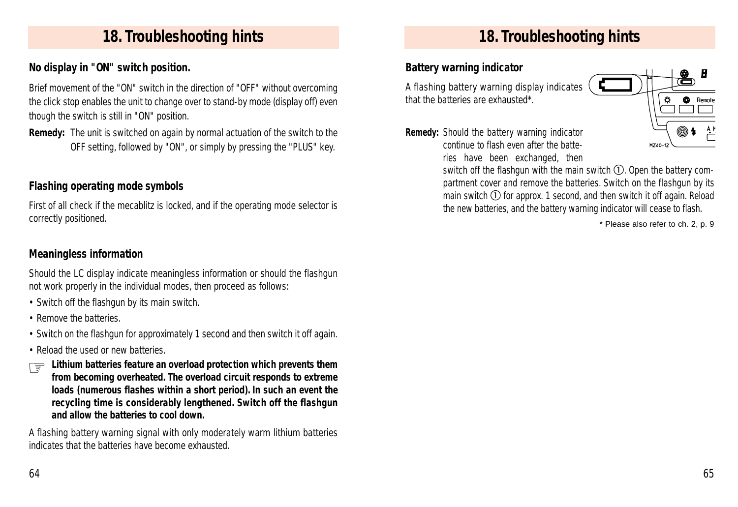## 18. Troubleshooting hints

### No display in "ON" switch position.

Brief movement of the "ON" switch in the direction of "OFF" without overcoming the click stop enables the unit to change over to stand-by mode (display off) even though the switch is still in "ON" position.

**Remedy:** The unit is switched on again by normal actuation of the switch to the OFF setting, followed by "ON", or simply by pressing the "PLUS" key.

### Flashing operating mode symbols

First of all check if the mecablitz is locked, and if the operating mode selector is correctly positioned.

### Meaningless information

Should the LC display indicate meaningless information or should the flashgun not work properly in the individual modes, then proceed as follows:

- Switch off the flashgun by its main switch.
- Remove the batteries.
- Switch on the flashgun for approximately 1 second and then switch it off again.
- Reload the used or new batteries.

☞ **Lithium batteries feature an overload protection which prevents them from becoming overheated. The overload circuit responds to extreme loads (numerous flashes within a short period). In such an event the recycling time is considerably lengthened. Switch off the flashgun and allow the batteries to cool down.**

A flashing battery warning signal with only moderately warm lithium batteries indicates that the batteries have become exhausted.

## 18. Troubleshooting hints

### Battery warning indicator

A flashing battery warning display indicates that the batteries are exhausted*.

**Remedy:** Should the battery warning indicator continue to flash even after the batteries have been exchanged, then switch off the flashgun with the main switch ①. Open the battery compartment cover and remove the batteries. Switch on the flashgun by its main switch ① for approx. 1 second, and then switch it off again. Reload the new batteries, and the battery warning indicator will cease to flash.

\* Please also refer to ch. 2, p. 9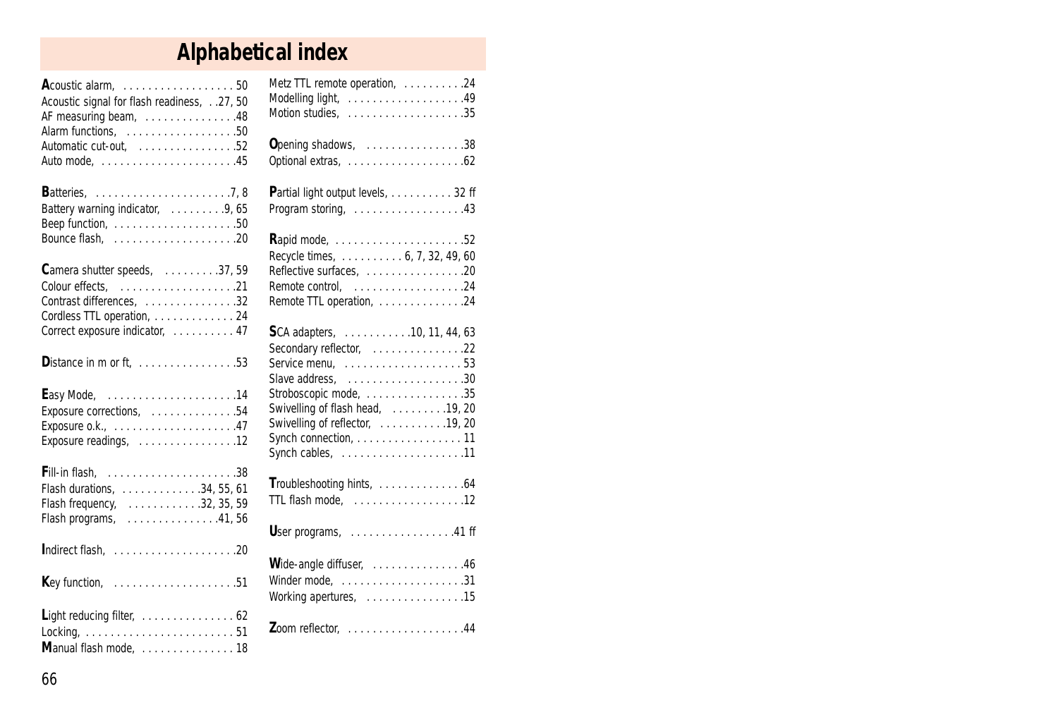# Alphabetical index

**A**coustic alarm, . . . . . . . . . . . . . . . . . . 50
Acoustic signal for flash readiness, . .27, 50
AF measuring beam, . . . . . . . . . . . . . . .48
Alarm functions, . . . . . . . . . . . . . . . . . .50
Automatic cut-out, . . . . . . . . . . . . . . . .52
Auto mode, . . . . . . . . . . . . . . . . . . . . . .45

**B**atteries, . . . . . . . . . . . . . . . . . . . . . .7, 8
Battery warning indicator, . . . . . . . . .9, 65
Beep function, . . . . . . . . . . . . . . . . . . . .50
Bounce flash, . . . . . . . . . . . . . . . . . . . .20

**C**amera shutter speeds, . . . . . . . . .37, 59
Colour effects, . . . . . . . . . . . . . . . . . . .21
Contrast differences, . . . . . . . . . . . . . . .32
Cordless TTL operation, . . . . . . . . . . . . . 24
Correct exposure indicator, . . . . . . . . . . 47

**D**istance in m or ft, . . . . . . . . . . . . . . . .53

**E**asy Mode, . . . . . . . . . . . . . . . . . . . . .14
Exposure corrections, . . . . . . . . . . . . . .54
Exposure o.k., . . . . . . . . . . . . . . . . . . . .47
Exposure readings, . . . . . . . . . . . . . . . .12

**F**ill-in flash, . . . . . . . . . . . . . . . . . . . . .38
Flash durations, . . . . . . . . . . . . .34, 55, 61
Flash frequency, . . . . . . . . . . . .32, 35, 59
Flash programs, . . . . . . . . . . . . . . .41, 56

**I**ndirect flash, . . . . . . . . . . . . . . . . . . . .20

**K**ey function, . . . . . . . . . . . . . . . . . . . .51

**L**ight reducing filter, . . . . . . . . . . . . . . . 62
Locking, . . . . . . . . . . . . . . . . . . . . . . . . 51
**M**anual flash mode, . . . . . . . . . . . . . . . 18
Metz TTL remote operation, . . . . . . . . . .24
Modelling light, . . . . . . . . . . . . . . . . . . .49
Motion studies, . . . . . . . . . . . . . . . . . . .35

**O**pening shadows, . . . . . . . . . . . . . . . .38
Optional extras, . . . . . . . . . . . . . . . . . . .62

**P**artial light output levels, . . . . . . . . . . 32 ff
Program storing, . . . . . . . . . . . . . . . . . .43

**R**apid mode, . . . . . . . . . . . . . . . . . . . . .52
Recycle times, . . . . . . . . . . 6, 7, 32, 49, 60
Reflective surfaces, . . . . . . . . . . . . . . . .20
Remote control, . . . . . . . . . . . . . . . . . .24
Remote TTL operation, . . . . . . . . . . . . . .24

**S**CA adapters, . . . . . . . . . . .10, 11, 44, 63
Secondary reflector, . . . . . . . . . . . . . . .22
Service menu, . . . . . . . . . . . . . . . . . . . 53
Slave address, . . . . . . . . . . . . . . . . . . .30
Stroboscopic mode, . . . . . . . . . . . . . . . .35
Swivelling of flash head, . . . . . . . . .19, 20
Swivelling of reflector, . . . . . . . . . . .19, 20
Synch connection, . . . . . . . . . . . . . . . . . 11
Synch cables, . . . . . . . . . . . . . . . . . . . .11

**T**roubleshooting hints, . . . . . . . . . . . . . .64
TTL flash mode, . . . . . . . . . . . . . . . . . .12

**U**ser programs, . . . . . . . . . . . . . . . . .41 ff

**W**ide-angle diffuser, . . . . . . . . . . . . . . .46
Winder mode, . . . . . . . . . . . . . . . . . . . .31
Working apertures, . . . . . . . . . . . . . . . .15

**Z**oom reflector, . . . . . . . . . . . . . . . . . . .44